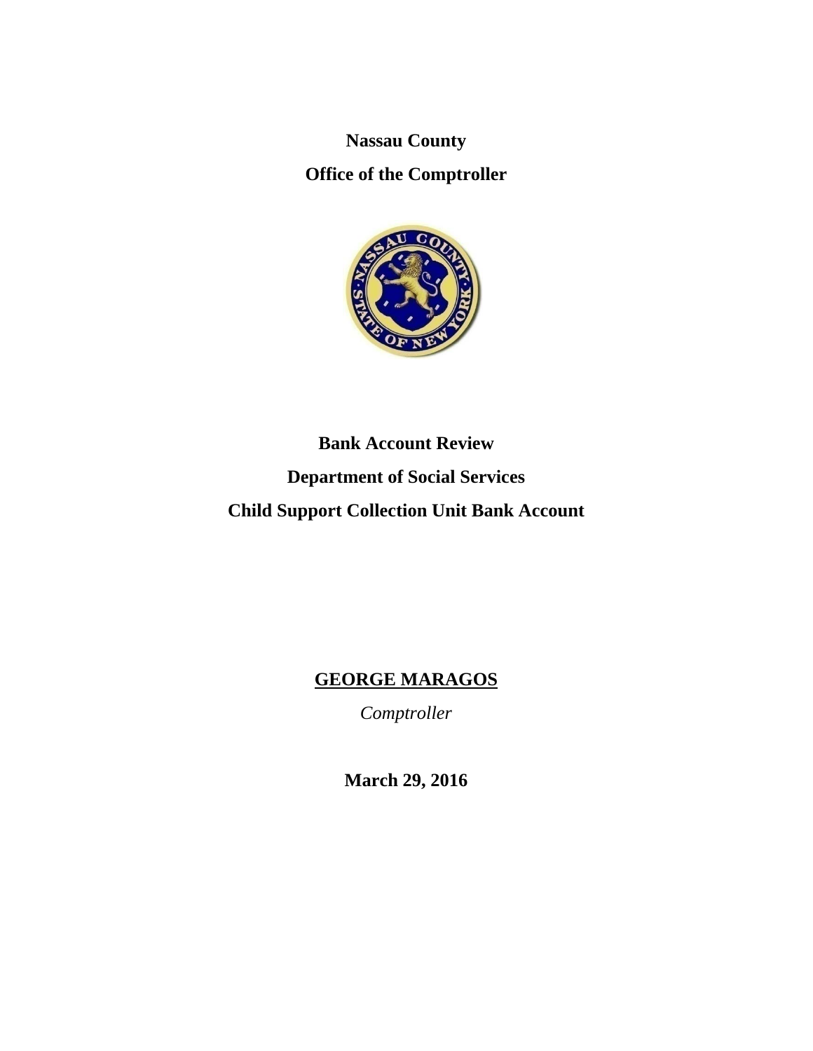**Nassau County**

**Office of the Comptroller**

# Bank Account Review

# Department of Social Services

# Child Support Collection Unit Bank Account

**GEORGE MARAGOS**

*Comptroller*

**March 29, 2016**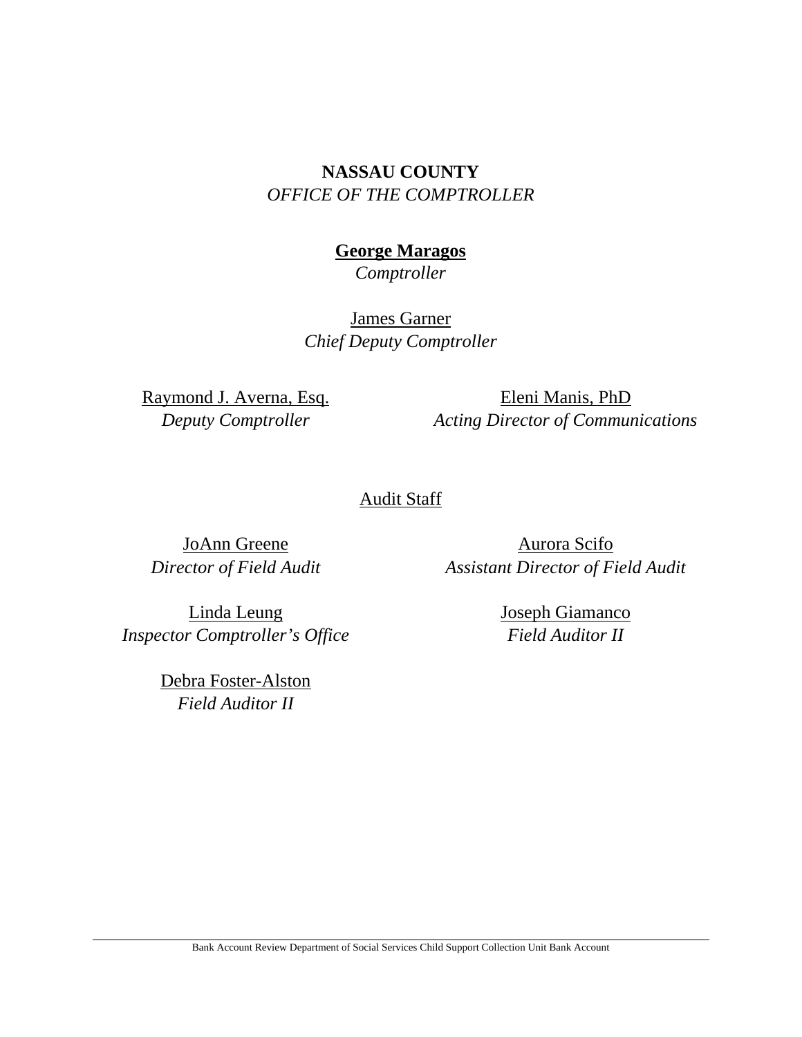**NASSAU COUNTY**
*OFFICE OF THE COMPTROLLER*

**George Maragos**
*Comptroller*

James Garner
*Chief Deputy Comptroller*

Raymond J. Averna, Esq.
*Deputy Comptroller*

Eleni Manis, PhD
*Acting Director of Communications*

Audit Staff

JoAnn Greene
*Director of Field Audit*

Aurora Scifo
*Assistant Director of Field Audit*

Linda Leung
*Inspector Comptroller's Office*

Joseph Giamanco
*Field Auditor II*

Debra Foster-Alston
*Field Auditor II*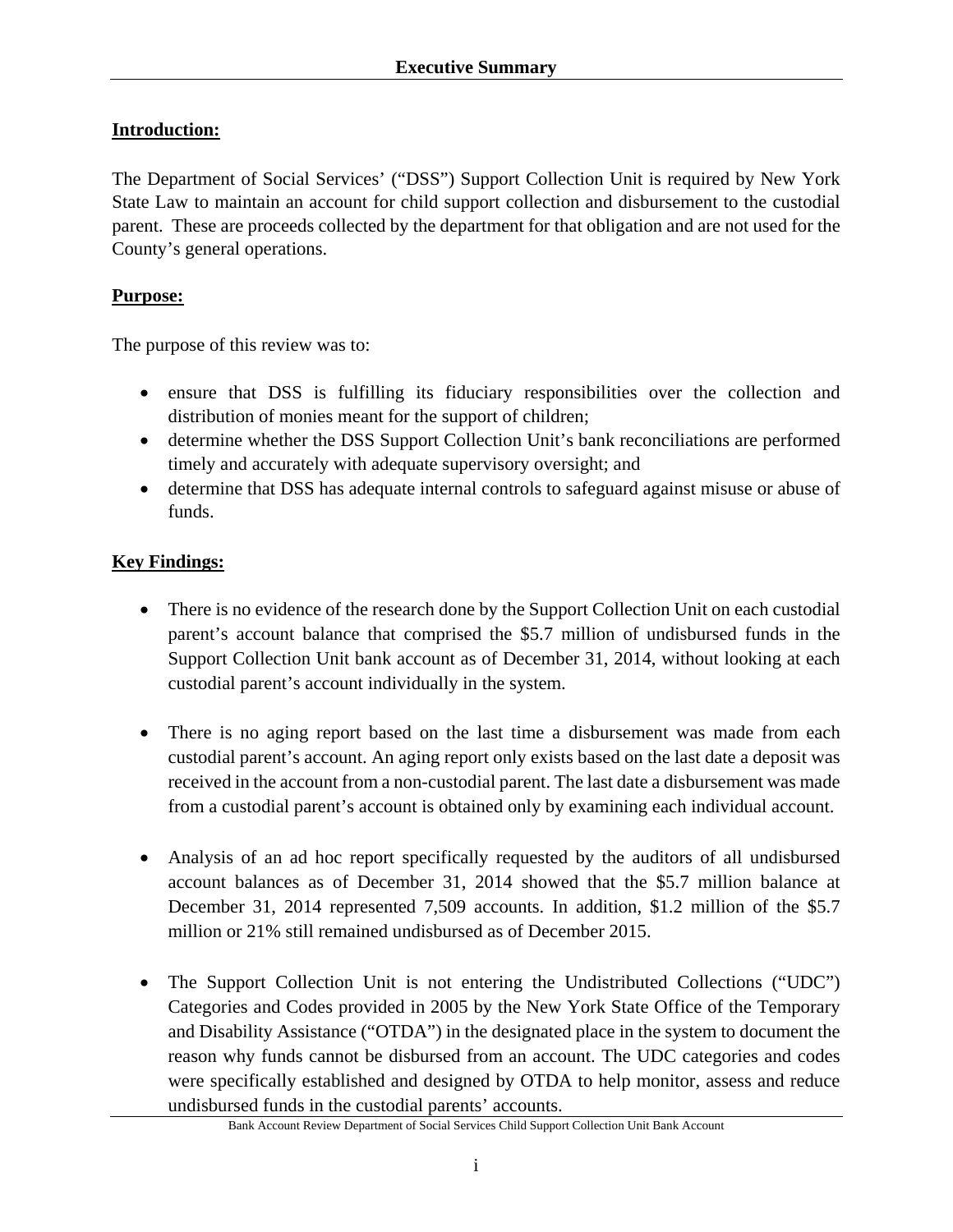## Executive Summary

### Introduction:

The Department of Social Services' ("DSS") Support Collection Unit is required by New York State Law to maintain an account for child support collection and disbursement to the custodial parent. These are proceeds collected by the department for that obligation and are not used for the County's general operations.

### Purpose:

The purpose of this review was to:

- ensure that DSS is fulfilling its fiduciary responsibilities over the collection and distribution of monies meant for the support of children;
- determine whether the DSS Support Collection Unit's bank reconciliations are performed timely and accurately with adequate supervisory oversight; and
- determine that DSS has adequate internal controls to safeguard against misuse or abuse of funds.

### Key Findings:

- There is no evidence of the research done by the Support Collection Unit on each custodial parent's account balance that comprised the $5.7 million of undisbursed funds in the Support Collection Unit bank account as of December 31, 2014, without looking at each custodial parent's account individually in the system.

- There is no aging report based on the last time a disbursement was made from each custodial parent's account. An aging report only exists based on the last date a deposit was received in the account from a non-custodial parent. The last date a disbursement was made from a custodial parent's account is obtained only by examining each individual account.

- Analysis of an ad hoc report specifically requested by the auditors of all undisbursed account balances as of December 31, 2014 showed that the $5.7 million balance at December 31, 2014 represented 7,509 accounts. In addition, $1.2 million of the $5.7 million or 21% still remained undisbursed as of December 2015.

- The Support Collection Unit is not entering the Undistributed Collections ("UDC") Categories and Codes provided in 2005 by the New York State Office of the Temporary and Disability Assistance ("OTDA") in the designated place in the system to document the reason why funds cannot be disbursed from an account. The UDC categories and codes were specifically established and designed by OTDA to help monitor, assess and reduce undisbursed funds in the custodial parents' accounts.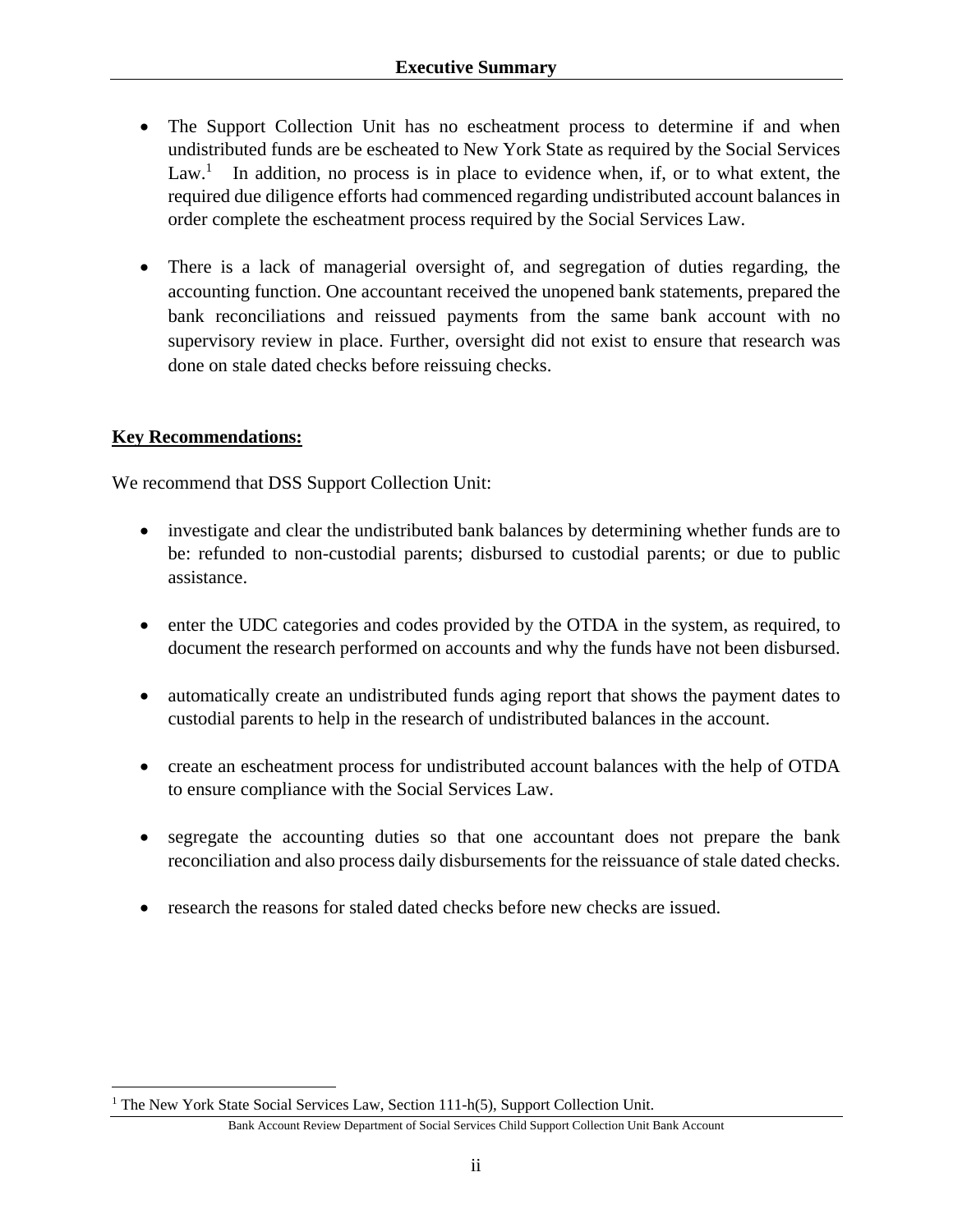- The Support Collection Unit has no escheatment process to determine if and when undistributed funds are be escheated to New York State as required by the Social Services Law.[1] In addition, no process is in place to evidence when, if, or to what extent, the required due diligence efforts had commenced regarding undistributed account balances in order complete the escheatment process required by the Social Services Law.

- There is a lack of managerial oversight of, and segregation of duties regarding, the accounting function. One accountant received the unopened bank statements, prepared the bank reconciliations and reissued payments from the same bank account with no supervisory review in place. Further, oversight did not exist to ensure that research was done on stale dated checks before reissuing checks.

**Key Recommendations:**

We recommend that DSS Support Collection Unit:

- investigate and clear the undistributed bank balances by determining whether funds are to be: refunded to non-custodial parents; disbursed to custodial parents; or due to public assistance.

- enter the UDC categories and codes provided by the OTDA in the system, as required, to document the research performed on accounts and why the funds have not been disbursed.

- automatically create an undistributed funds aging report that shows the payment dates to custodial parents to help in the research of undistributed balances in the account.

- create an escheatment process for undistributed account balances with the help of OTDA to ensure compliance with the Social Services Law.

- segregate the accounting duties so that one accountant does not prepare the bank reconciliation and also process daily disbursements for the reissuance of stale dated checks.

- research the reasons for staled dated checks before new checks are issued.

[1] The New York State Social Services Law, Section 111-h(5), Support Collection Unit.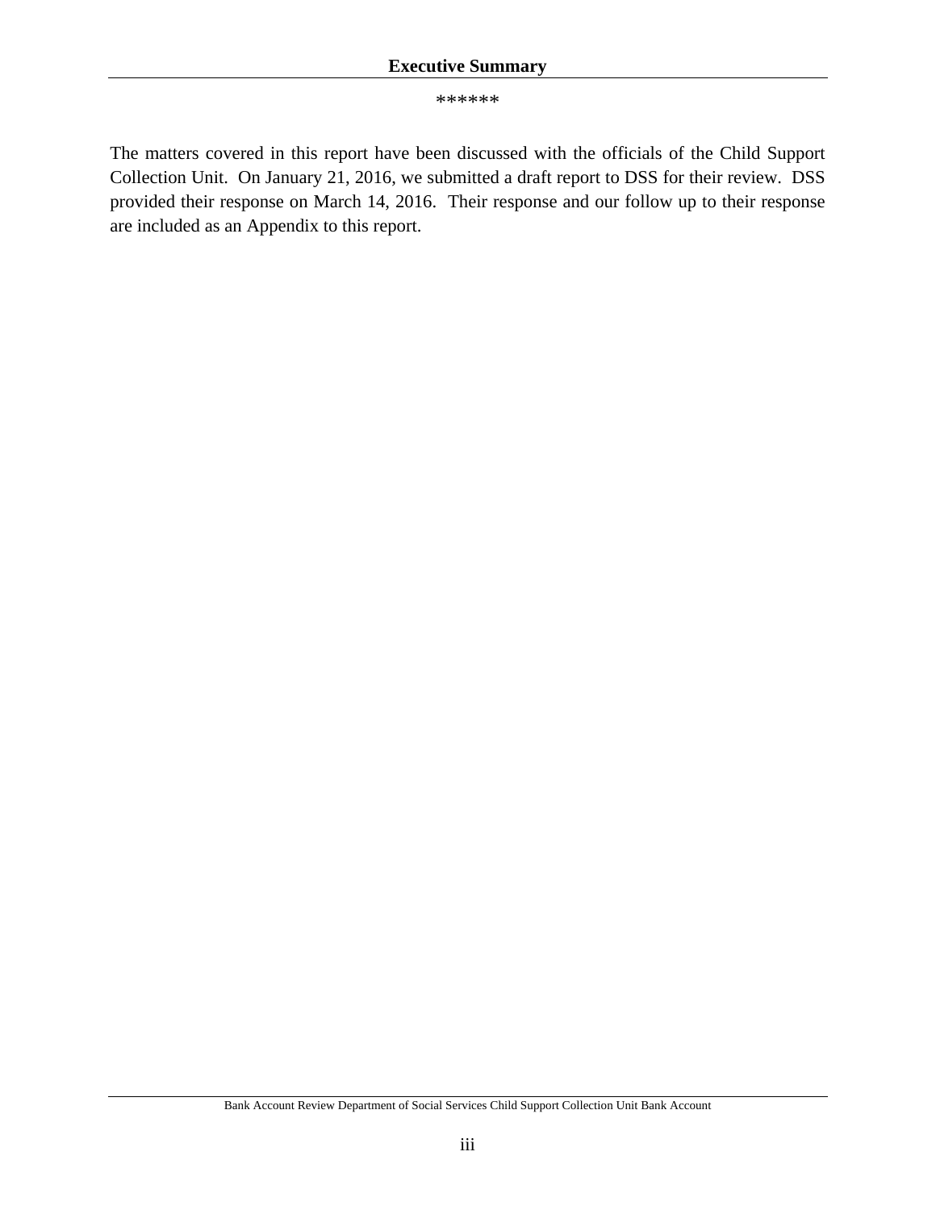******

The matters covered in this report have been discussed with the officials of the Child Support Collection Unit. On January 21, 2016, we submitted a draft report to DSS for their review. DSS provided their response on March 14, 2016. Their response and our follow up to their response are included as an Appendix to this report.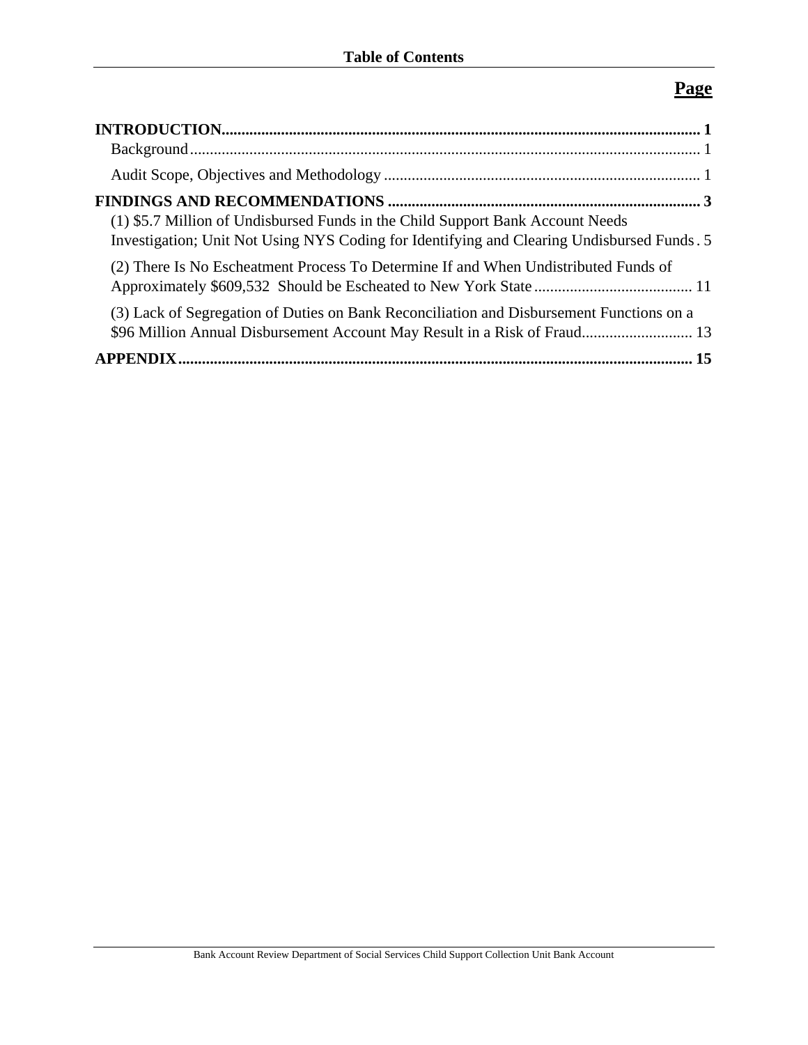**Table of Contents**

**Page**

**INTRODUCTION** ........................................................................................................................ **1**

Background ................................................................................................................................ 1

Audit Scope, Objectives and Methodology ............................................................................... 1

**FINDINGS AND RECOMMENDATIONS** ............................................................................... **3**

(1) $5.7 Million of Undisbursed Funds in the Child Support Bank Account Needs Investigation; Unit Not Using NYS Coding for Identifying and Clearing Undisbursed Funds . 5

(2) There Is No Escheatment Process To Determine If and When Undistributed Funds of Approximately $609,532 Should be Escheated to New York State ........................................ 11

(3) Lack of Segregation of Duties on Bank Reconciliation and Disbursement Functions on a $96 Million Annual Disbursement Account May Result in a Risk of Fraud............................ 13

**APPENDIX** ................................................................................................................................. **15**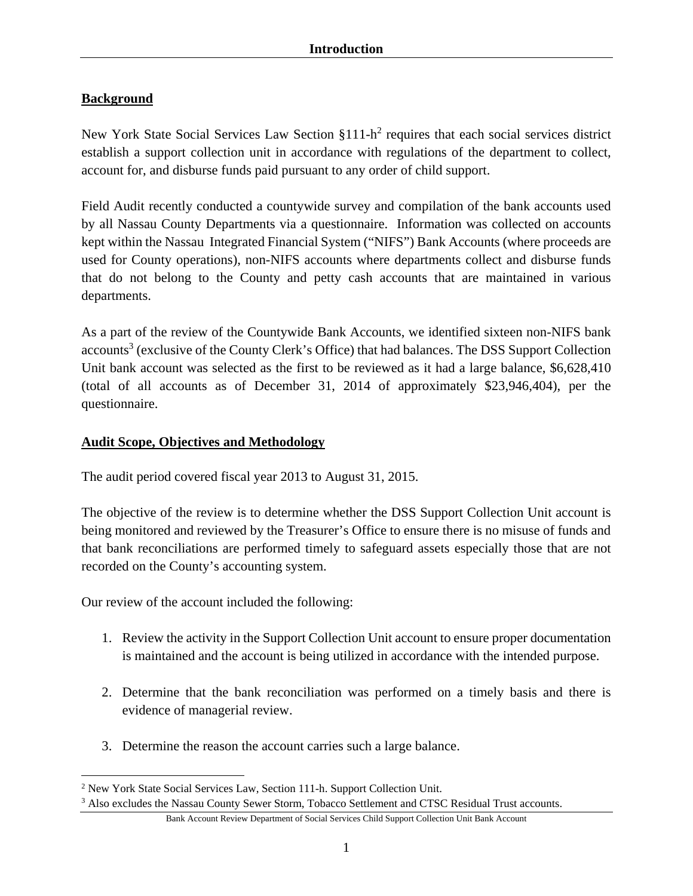# Introduction

## Background

New York State Social Services Law Section §111-h[2] requires that each social services district establish a support collection unit in accordance with regulations of the department to collect, account for, and disburse funds paid pursuant to any order of child support.

Field Audit recently conducted a countywide survey and compilation of the bank accounts used by all Nassau County Departments via a questionnaire. Information was collected on accounts kept within the Nassau Integrated Financial System ("NIFS") Bank Accounts (where proceeds are used for County operations), non-NIFS accounts where departments collect and disburse funds that do not belong to the County and petty cash accounts that are maintained in various departments.

As a part of the review of the Countywide Bank Accounts, we identified sixteen non-NIFS bank accounts[3] (exclusive of the County Clerk's Office) that had balances. The DSS Support Collection Unit bank account was selected as the first to be reviewed as it had a large balance, $6,628,410 (total of all accounts as of December 31, 2014 of approximately $23,946,404), per the questionnaire.

## Audit Scope, Objectives and Methodology

The audit period covered fiscal year 2013 to August 31, 2015.

The objective of the review is to determine whether the DSS Support Collection Unit account is being monitored and reviewed by the Treasurer's Office to ensure there is no misuse of funds and that bank reconciliations are performed timely to safeguard assets especially those that are not recorded on the County's accounting system.

Our review of the account included the following:

1. Review the activity in the Support Collection Unit account to ensure proper documentation is maintained and the account is being utilized in accordance with the intended purpose.

2. Determine that the bank reconciliation was performed on a timely basis and there is evidence of managerial review.

3. Determine the reason the account carries such a large balance.

---

[2] New York State Social Services Law, Section 111-h. Support Collection Unit.

[3] Also excludes the Nassau County Sewer Storm, Tobacco Settlement and CTSC Residual Trust accounts.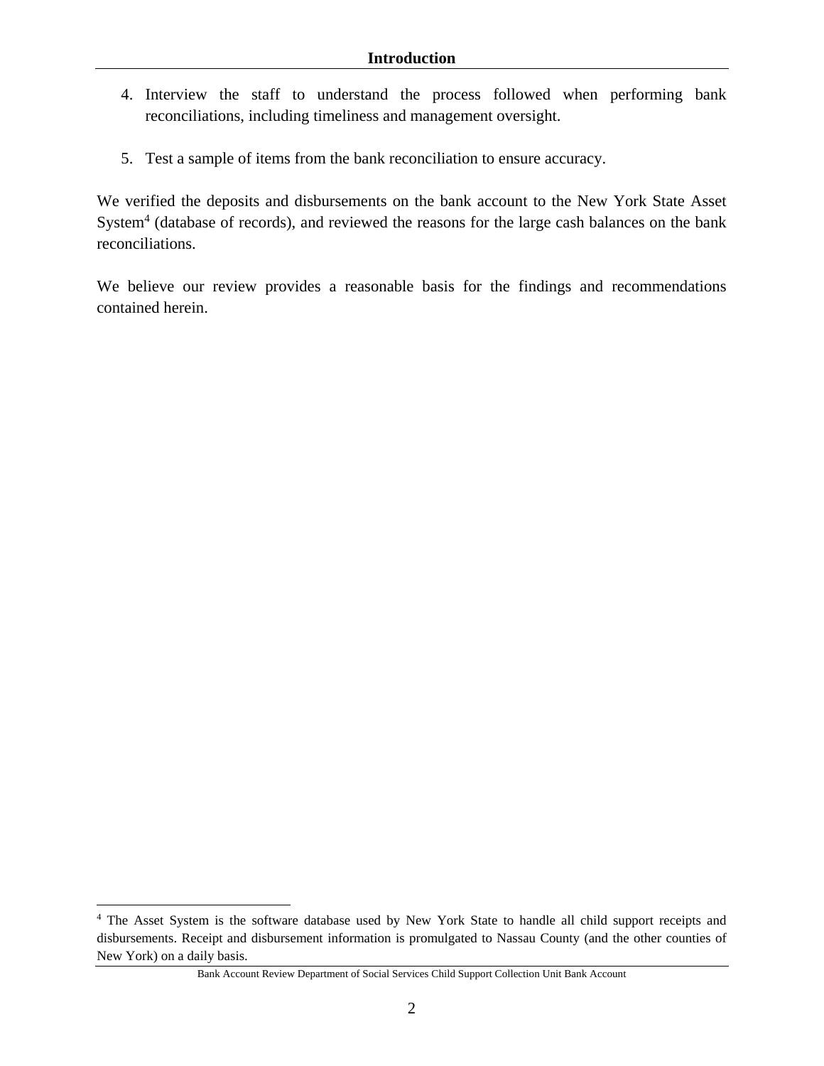4. Interview the staff to understand the process followed when performing bank reconciliations, including timeliness and management oversight.

5. Test a sample of items from the bank reconciliation to ensure accuracy.

We verified the deposits and disbursements on the bank account to the New York State Asset System[4] (database of records), and reviewed the reasons for the large cash balances on the bank reconciliations.

We believe our review provides a reasonable basis for the findings and recommendations contained herein.

[4] The Asset System is the software database used by New York State to handle all child support receipts and disbursements. Receipt and disbursement information is promulgated to Nassau County (and the other counties of New York) on a daily basis.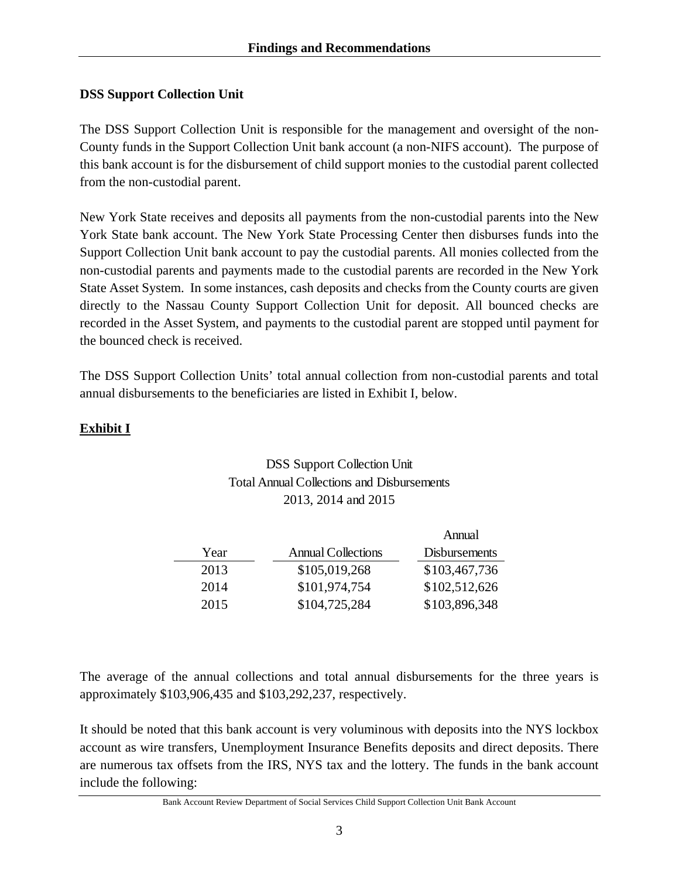## DSS Support Collection Unit

The DSS Support Collection Unit is responsible for the management and oversight of the non-County funds in the Support Collection Unit bank account (a non-NIFS account). The purpose of this bank account is for the disbursement of child support monies to the custodial parent collected from the non-custodial parent.

New York State receives and deposits all payments from the non-custodial parents into the New York State bank account. The New York State Processing Center then disburses funds into the Support Collection Unit bank account to pay the custodial parents. All monies collected from the non-custodial parents and payments made to the custodial parents are recorded in the New York State Asset System. In some instances, cash deposits and checks from the County courts are given directly to the Nassau County Support Collection Unit for deposit. All bounced checks are recorded in the Asset System, and payments to the custodial parent are stopped until payment for the bounced check is received.

The DSS Support Collection Units' total annual collection from non-custodial parents and total annual disbursements to the beneficiaries are listed in Exhibit I, below.

**Exhibit I**

DSS Support Collection Unit
Total Annual Collections and Disbursements
2013, 2014 and 2015

| Year | Annual Collections | Annual Disbursements |
|---|---|---|
| 2013 | \$105,019,268 | \$103,467,736 |
| 2014 | \$101,974,754 | \$102,512,626 |
| 2015 | \$104,725,284 | \$103,896,348 |

The average of the annual collections and total annual disbursements for the three years is approximately \$103,906,435 and \$103,292,237, respectively.

It should be noted that this bank account is very voluminous with deposits into the NYS lockbox account as wire transfers, Unemployment Insurance Benefits deposits and direct deposits. There are numerous tax offsets from the IRS, NYS tax and the lottery. The funds in the bank account include the following: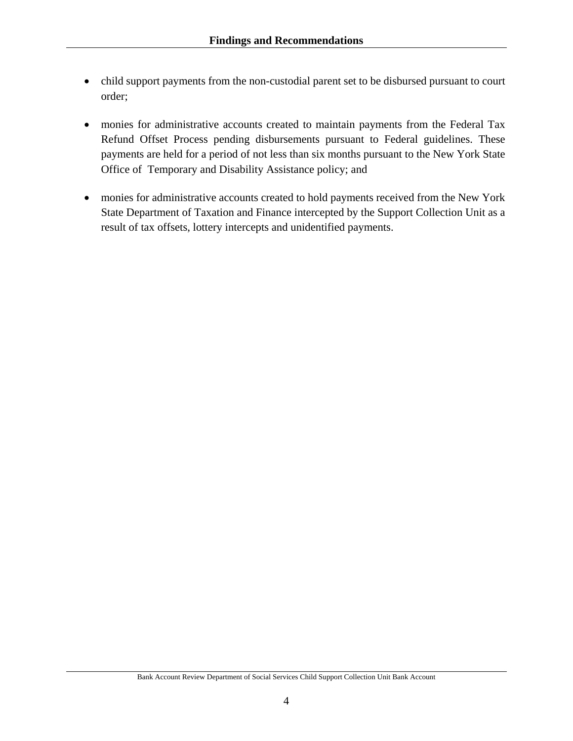- child support payments from the non-custodial parent set to be disbursed pursuant to court order;

- monies for administrative accounts created to maintain payments from the Federal Tax Refund Offset Process pending disbursements pursuant to Federal guidelines. These payments are held for a period of not less than six months pursuant to the New York State Office of Temporary and Disability Assistance policy; and

- monies for administrative accounts created to hold payments received from the New York State Department of Taxation and Finance intercepted by the Support Collection Unit as a result of tax offsets, lottery intercepts and unidentified payments.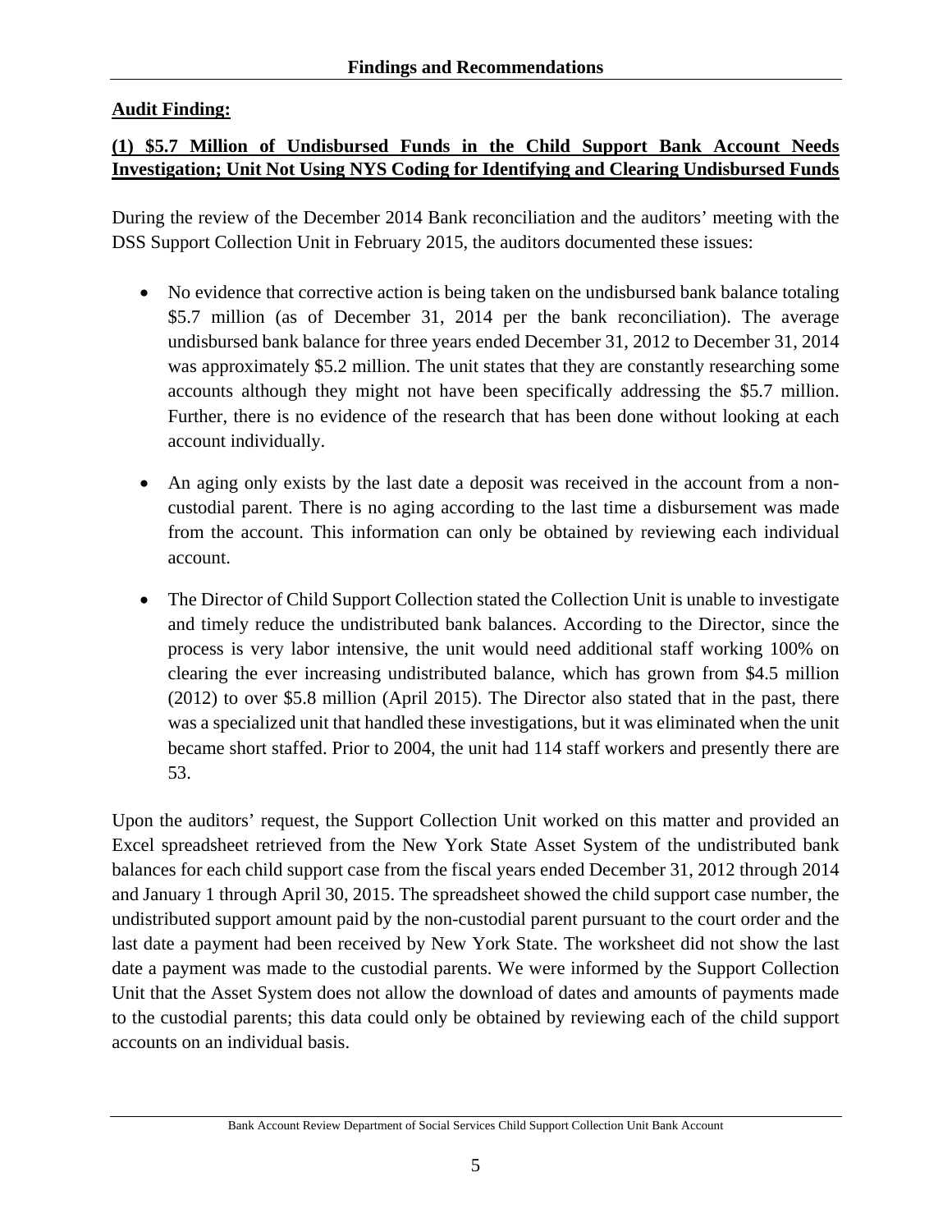## Findings and Recommendations

**Audit Finding:**

**(1) $5.7 Million of Undisbursed Funds in the Child Support Bank Account Needs Investigation; Unit Not Using NYS Coding for Identifying and Clearing Undisbursed Funds**

During the review of the December 2014 Bank reconciliation and the auditors' meeting with the DSS Support Collection Unit in February 2015, the auditors documented these issues:

- No evidence that corrective action is being taken on the undisbursed bank balance totaling $5.7 million (as of December 31, 2014 per the bank reconciliation). The average undisbursed bank balance for three years ended December 31, 2012 to December 31, 2014 was approximately $5.2 million. The unit states that they are constantly researching some accounts although they might not have been specifically addressing the $5.7 million. Further, there is no evidence of the research that has been done without looking at each account individually.

- An aging only exists by the last date a deposit was received in the account from a non-custodial parent. There is no aging according to the last time a disbursement was made from the account. This information can only be obtained by reviewing each individual account.

- The Director of Child Support Collection stated the Collection Unit is unable to investigate and timely reduce the undistributed bank balances. According to the Director, since the process is very labor intensive, the unit would need additional staff working 100% on clearing the ever increasing undistributed balance, which has grown from $4.5 million (2012) to over $5.8 million (April 2015). The Director also stated that in the past, there was a specialized unit that handled these investigations, but it was eliminated when the unit became short staffed. Prior to 2004, the unit had 114 staff workers and presently there are 53.

Upon the auditors' request, the Support Collection Unit worked on this matter and provided an Excel spreadsheet retrieved from the New York State Asset System of the undistributed bank balances for each child support case from the fiscal years ended December 31, 2012 through 2014 and January 1 through April 30, 2015. The spreadsheet showed the child support case number, the undistributed support amount paid by the non-custodial parent pursuant to the court order and the last date a payment had been received by New York State. The worksheet did not show the last date a payment was made to the custodial parents. We were informed by the Support Collection Unit that the Asset System does not allow the download of dates and amounts of payments made to the custodial parents; this data could only be obtained by reviewing each of the child support accounts on an individual basis.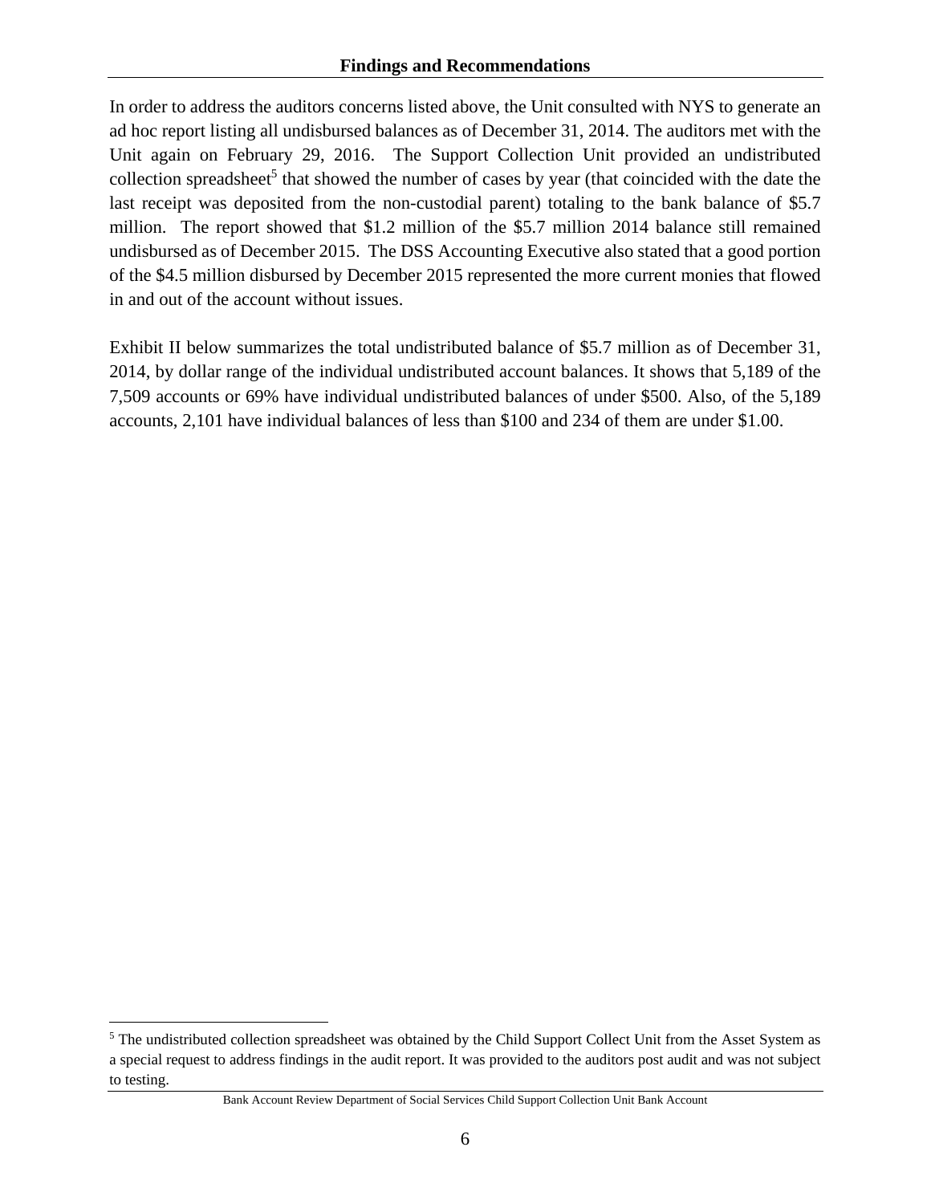## Findings and Recommendations

In order to address the auditors concerns listed above, the Unit consulted with NYS to generate an ad hoc report listing all undisbursed balances as of December 31, 2014. The auditors met with the Unit again on February 29, 2016. The Support Collection Unit provided an undistributed collection spreadsheet[5] that showed the number of cases by year (that coincided with the date the last receipt was deposited from the non-custodial parent) totaling to the bank balance of $5.7 million. The report showed that $1.2 million of the $5.7 million 2014 balance still remained undisbursed as of December 2015. The DSS Accounting Executive also stated that a good portion of the $4.5 million disbursed by December 2015 represented the more current monies that flowed in and out of the account without issues.

Exhibit II below summarizes the total undistributed balance of $5.7 million as of December 31, 2014, by dollar range of the individual undistributed account balances. It shows that 5,189 of the 7,509 accounts or 69% have individual undistributed balances of under $500. Also, of the 5,189 accounts, 2,101 have individual balances of less than $100 and 234 of them are under $1.00.

---

[5] The undistributed collection spreadsheet was obtained by the Child Support Collect Unit from the Asset System as a special request to address findings in the audit report. It was provided to the auditors post audit and was not subject to testing.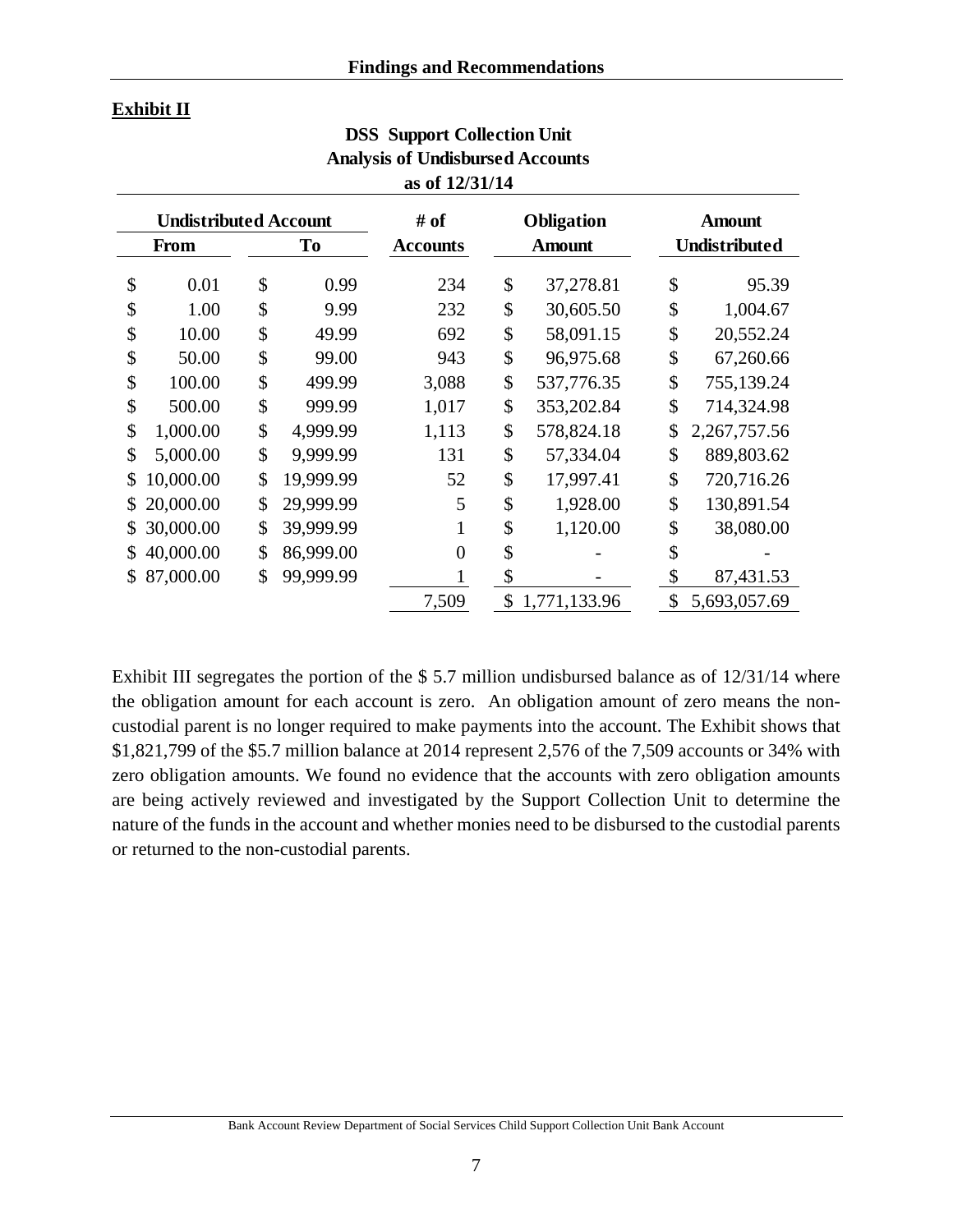**Exhibit II**

**DSS Support Collection Unit**
**Analysis of Undisbursed Accounts**
**as of 12/31/14**

| Undistributed Account | | # of | Obligation | Amount |
|---|---|---|---|---|
| From | To | Accounts | Amount | Undistributed |
| $ 0.01 | $ 0.99 | 234 | $ 37,278.81 | $ 95.39 |
| $ 1.00 | $ 9.99 | 232 | $ 30,605.50 | $ 1,004.67 |
| $ 10.00 | $ 49.99 | 692 | $ 58,091.15 | $ 20,552.24 |
| $ 50.00 | $ 99.00 | 943 | $ 96,975.68 | $ 67,260.66 |
| $ 100.00 | $ 499.99 | 3,088 | $ 537,776.35 | $ 755,139.24 |
| $ 500.00 | $ 999.99 | 1,017 | $ 353,202.84 | $ 714,324.98 |
| $ 1,000.00 | $ 4,999.99 | 1,113 | $ 578,824.18 | $ 2,267,757.56 |
| $ 5,000.00 | $ 9,999.99 | 131 | $ 57,334.04 | $ 889,803.62 |
| $ 10,000.00 | $ 19,999.99 | 52 | $ 17,997.41 | $ 720,716.26 |
| $ 20,000.00 | $ 29,999.99 | 5 | $ 1,928.00 | $ 130,891.54 |
| $ 30,000.00 | $ 39,999.99 | 1 | $ 1,120.00 | $ 38,080.00 |
| $ 40,000.00 | $ 86,999.00 | 0 | $ - | $ - |
| $ 87,000.00 | $ 99,999.99 | 1 | $ - | $ 87,431.53 |
| | | 7,509 | $ 1,771,133.96 | $ 5,693,057.69 |

Exhibit III segregates the portion of the $ 5.7 million undisbursed balance as of 12/31/14 where the obligation amount for each account is zero. An obligation amount of zero means the non-custodial parent is no longer required to make payments into the account. The Exhibit shows that $1,821,799 of the $5.7 million balance at 2014 represent 2,576 of the 7,509 accounts or 34% with zero obligation amounts. We found no evidence that the accounts with zero obligation amounts are being actively reviewed and investigated by the Support Collection Unit to determine the nature of the funds in the account and whether monies need to be disbursed to the custodial parents or returned to the non-custodial parents.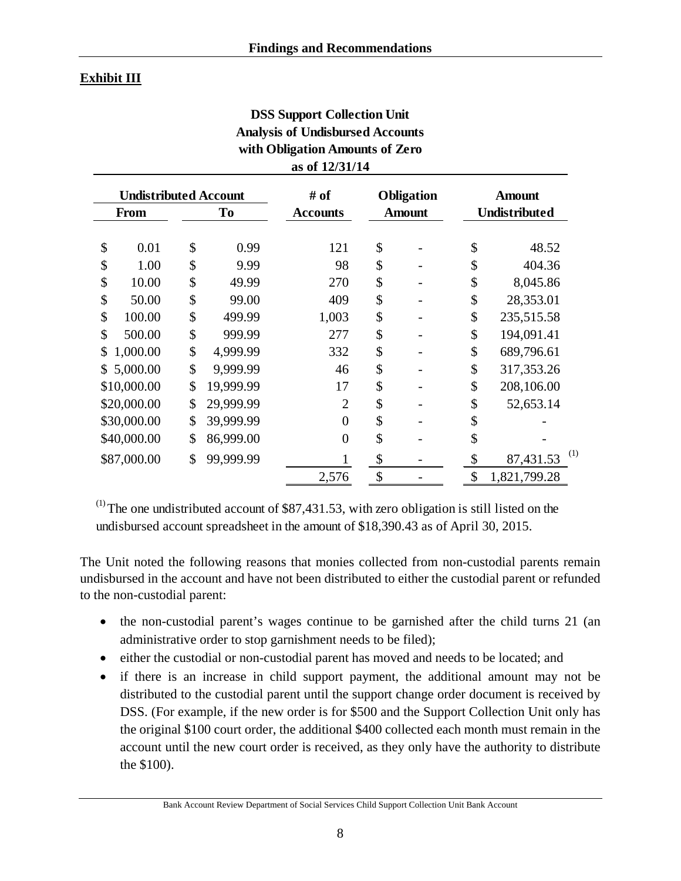**Exhibit III**

**DSS Support Collection Unit**
**Analysis of Undisbursed Accounts**
**with Obligation Amounts of Zero**
**as of 12/31/14**

| Undistributed Account | | # of | Obligation | Amount |
|---|---|---|---|---|
| From | To | Accounts | Amount | Undistributed |
| $ 0.01 | $ 0.99 | 121 | $ - | $ 48.52 |
| $ 1.00 | $ 9.99 | 98 | $ - | $ 404.36 |
| $ 10.00 | $ 49.99 | 270 | $ - | $ 8,045.86 |
| $ 50.00 | $ 99.00 | 409 | $ - | $ 28,353.01 |
| $ 100.00 | $ 499.99 | 1,003 | $ - | $ 235,515.58 |
| $ 500.00 | $ 999.99 | 277 | $ - | $ 194,091.41 |
| $ 1,000.00 | $ 4,999.99 | 332 | $ - | $ 689,796.61 |
| $ 5,000.00 | $ 9,999.99 | 46 | $ - | $ 317,353.26 |
| $10,000.00 | $ 19,999.99 | 17 | $ - | $ 208,106.00 |
| $20,000.00 | $ 29,999.99 | 2 | $ - | $ 52,653.14 |
| $30,000.00 | $ 39,999.99 | 0 | $ - | $ - |
| $40,000.00 | $ 86,999.00 | 0 | $ - | $ - |
| $87,000.00 | $ 99,999.99 | 1 | $ - | $ 87,431.53 [1] |
| | | 2,576 | $ - | $ 1,821,799.28 |

[1] The one undistributed account of $87,431.53, with zero obligation is still listed on the undisbursed account spreadsheet in the amount of $18,390.43 as of April 30, 2015.

The Unit noted the following reasons that monies collected from non-custodial parents remain undisbursed in the account and have not been distributed to either the custodial parent or refunded to the non-custodial parent:

- the non-custodial parent's wages continue to be garnished after the child turns 21 (an administrative order to stop garnishment needs to be filed);
- either the custodial or non-custodial parent has moved and needs to be located; and
- if there is an increase in child support payment, the additional amount may not be distributed to the custodial parent until the support change order document is received by DSS. (For example, if the new order is for $500 and the Support Collection Unit only has the original $100 court order, the additional $400 collected each month must remain in the account until the new court order is received, as they only have the authority to distribute the $100).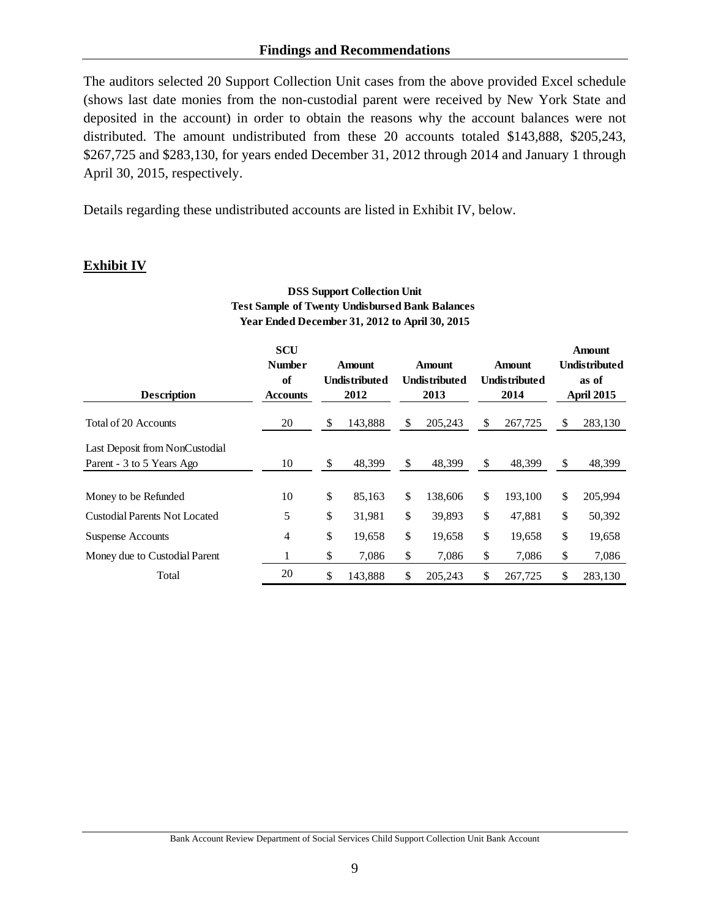## Findings and Recommendations

The auditors selected 20 Support Collection Unit cases from the above provided Excel schedule (shows last date monies from the non-custodial parent were received by New York State and deposited in the account) in order to obtain the reasons why the account balances were not distributed. The amount undistributed from these 20 accounts totaled $143,888, $205,243, $267,725 and $283,130, for years ended December 31, 2012 through 2014 and January 1 through April 30, 2015, respectively.

Details regarding these undistributed accounts are listed in Exhibit IV, below.

### Exhibit IV

**DSS Support Collection Unit**
**Test Sample of Twenty Undisbursed Bank Balances**
**Year Ended December 31, 2012 to April 30, 2015**

| Description | SCU Number of Accounts | Amount Undistributed 2012 | Amount Undistributed 2013 | Amount Undistributed 2014 | Amount Undistributed as of April 2015 |
|---|---|---|---|---|---|
| Total of 20 Accounts | 20 | $ 143,888 | $ 205,243 | $ 267,725 | $ 283,130 |
| Last Deposit from NonCustodial Parent - 3 to 5 Years Ago | 10 | $ 48,399 | $ 48,399 | $ 48,399 | $ 48,399 |
| Money to be Refunded | 10 | $ 85,163 | $ 138,606 | $ 193,100 | $ 205,994 |
| Custodial Parents Not Located | 5 | $ 31,981 | $ 39,893 | $ 47,881 | $ 50,392 |
| Suspense Accounts | 4 | $ 19,658 | $ 19,658 | $ 19,658 | $ 19,658 |
| Money due to Custodial Parent | 1 | $ 7,086 | $ 7,086 | $ 7,086 | $ 7,086 |
| Total | 20 | $ 143,888 | $ 205,243 | $ 267,725 | $ 283,130 |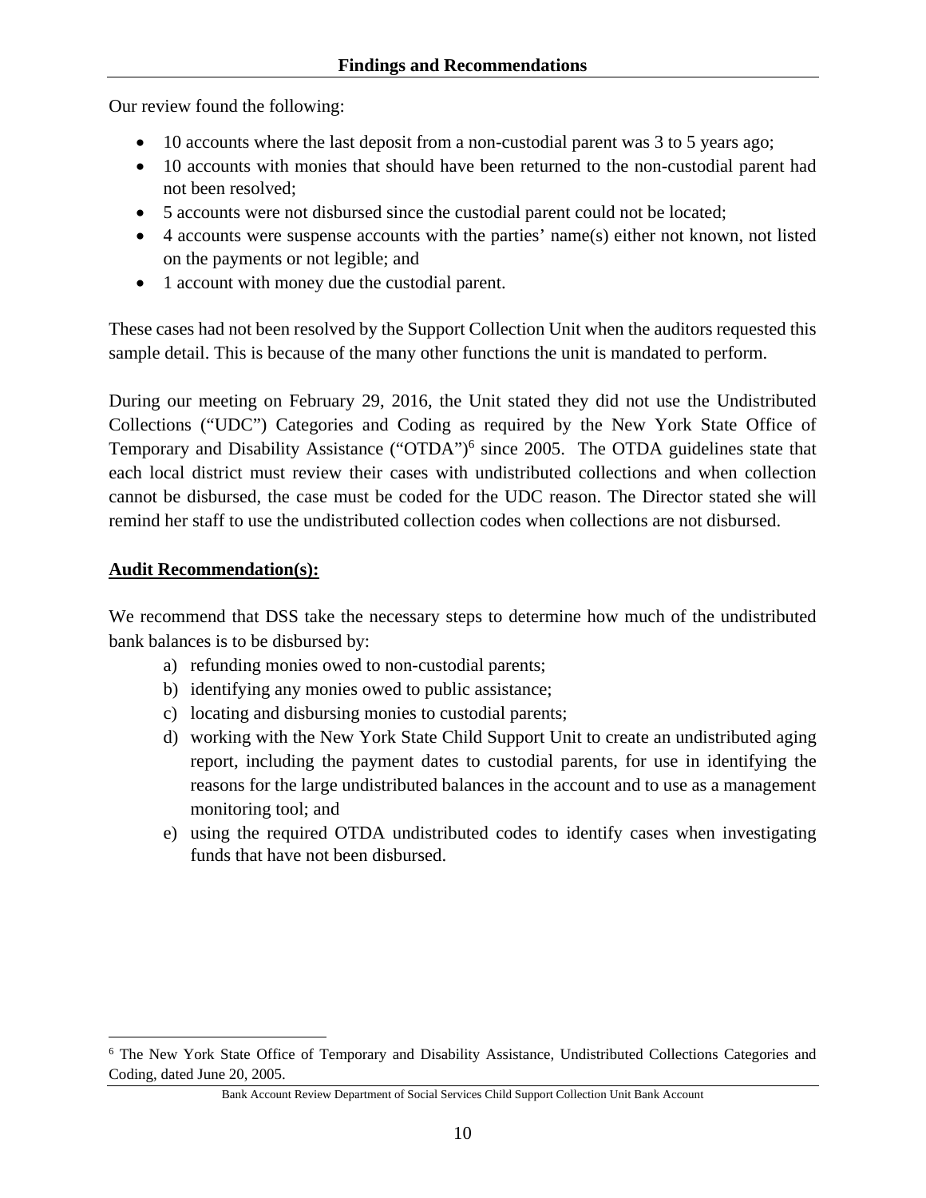Our review found the following:

- 10 accounts where the last deposit from a non-custodial parent was 3 to 5 years ago;
- 10 accounts with monies that should have been returned to the non-custodial parent had not been resolved;
- 5 accounts were not disbursed since the custodial parent could not be located;
- 4 accounts were suspense accounts with the parties' name(s) either not known, not listed on the payments or not legible; and
- 1 account with money due the custodial parent.

These cases had not been resolved by the Support Collection Unit when the auditors requested this sample detail. This is because of the many other functions the unit is mandated to perform.

During our meeting on February 29, 2016, the Unit stated they did not use the Undistributed Collections ("UDC") Categories and Coding as required by the New York State Office of Temporary and Disability Assistance ("OTDA")[6] since 2005. The OTDA guidelines state that each local district must review their cases with undistributed collections and when collection cannot be disbursed, the case must be coded for the UDC reason. The Director stated she will remind her staff to use the undistributed collection codes when collections are not disbursed.

**Audit Recommendation(s):**

We recommend that DSS take the necessary steps to determine how much of the undistributed bank balances is to be disbursed by:

a) refunding monies owed to non-custodial parents;
b) identifying any monies owed to public assistance;
c) locating and disbursing monies to custodial parents;
d) working with the New York State Child Support Unit to create an undistributed aging report, including the payment dates to custodial parents, for use in identifying the reasons for the large undistributed balances in the account and to use as a management monitoring tool; and
e) using the required OTDA undistributed codes to identify cases when investigating funds that have not been disbursed.

[6] The New York State Office of Temporary and Disability Assistance, Undistributed Collections Categories and Coding, dated June 20, 2005.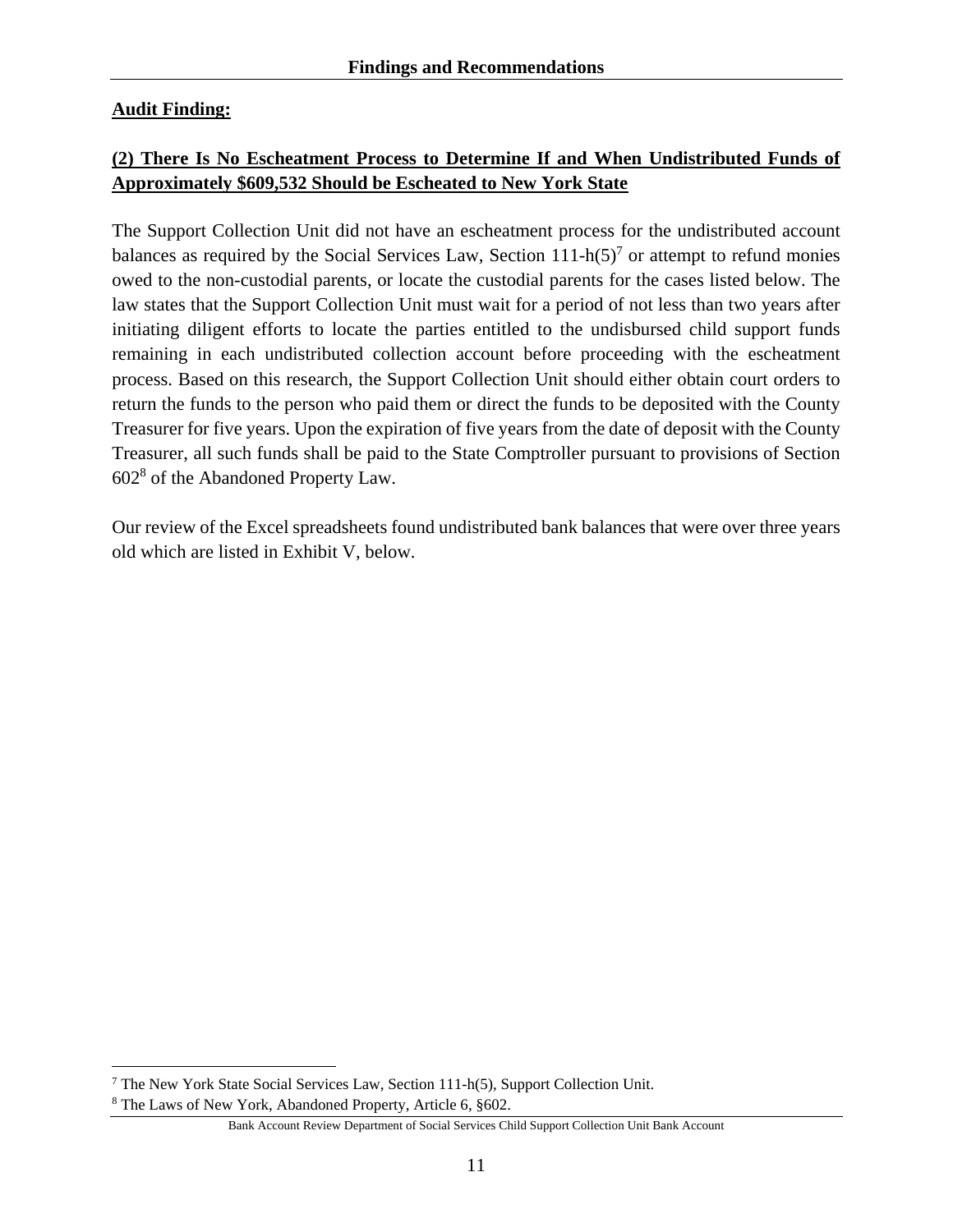**Audit Finding:**

**(2) There Is No Escheatment Process to Determine If and When Undistributed Funds of Approximately $609,532 Should be Escheated to New York State**

The Support Collection Unit did not have an escheatment process for the undistributed account balances as required by the Social Services Law, Section 111-h(5)[7] or attempt to refund monies owed to the non-custodial parents, or locate the custodial parents for the cases listed below. The law states that the Support Collection Unit must wait for a period of not less than two years after initiating diligent efforts to locate the parties entitled to the undisbursed child support funds remaining in each undistributed collection account before proceeding with the escheatment process. Based on this research, the Support Collection Unit should either obtain court orders to return the funds to the person who paid them or direct the funds to be deposited with the County Treasurer for five years. Upon the expiration of five years from the date of deposit with the County Treasurer, all such funds shall be paid to the State Comptroller pursuant to provisions of Section 602[8] of the Abandoned Property Law.

Our review of the Excel spreadsheets found undistributed bank balances that were over three years old which are listed in Exhibit V, below.

[7] The New York State Social Services Law, Section 111-h(5), Support Collection Unit.

[8] The Laws of New York, Abandoned Property, Article 6, §602.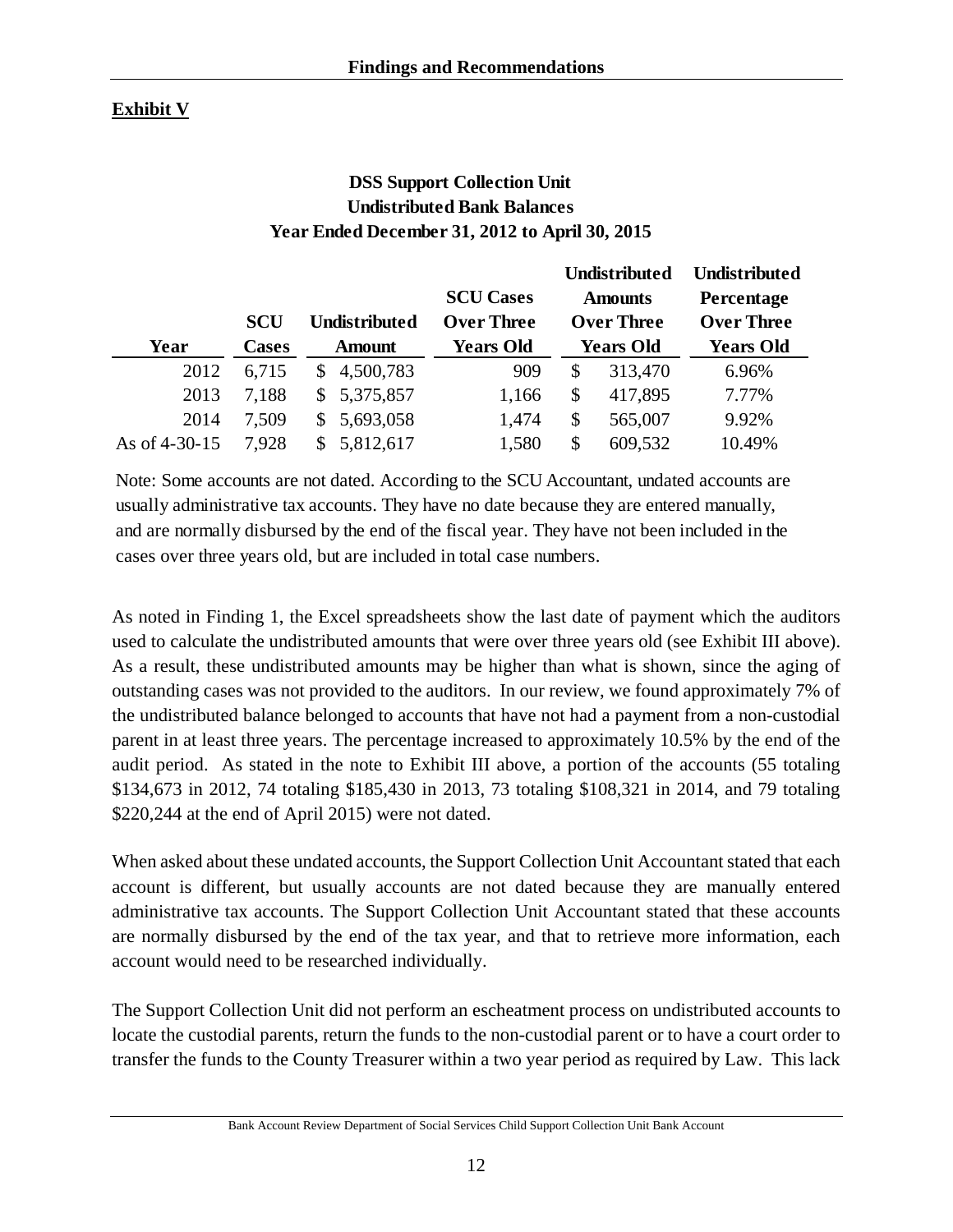**Exhibit V**

**DSS Support Collection Unit**
**Undistributed Bank Balances**
**Year Ended December 31, 2012 to April 30, 2015**

| Year | SCU Cases | Undistributed Amount | SCU Cases Over Three Years Old | Undistributed Amounts Over Three Years Old | Undistributed Percentage Over Three Years Old |
|---|---|---|---|---|---|
| 2012 | 6,715 | $ 4,500,783 | 909 | $ 313,470 | 6.96% |
| 2013 | 7,188 | $ 5,375,857 | 1,166 | $ 417,895 | 7.77% |
| 2014 | 7,509 | $ 5,693,058 | 1,474 | $ 565,007 | 9.92% |
| As of 4-30-15 | 7,928 | $ 5,812,617 | 1,580 | $ 609,532 | 10.49% |

Note: Some accounts are not dated. According to the SCU Accountant, undated accounts are usually administrative tax accounts. They have no date because they are entered manually, and are normally disbursed by the end of the fiscal year. They have not been included in the cases over three years old, but are included in total case numbers.

As noted in Finding 1, the Excel spreadsheets show the last date of payment which the auditors used to calculate the undistributed amounts that were over three years old (see Exhibit III above). As a result, these undistributed amounts may be higher than what is shown, since the aging of outstanding cases was not provided to the auditors. In our review, we found approximately 7% of the undistributed balance belonged to accounts that have not had a payment from a non-custodial parent in at least three years. The percentage increased to approximately 10.5% by the end of the audit period. As stated in the note to Exhibit III above, a portion of the accounts (55 totaling \$134,673 in 2012, 74 totaling \$185,430 in 2013, 73 totaling \$108,321 in 2014, and 79 totaling \$220,244 at the end of April 2015) were not dated.

When asked about these undated accounts, the Support Collection Unit Accountant stated that each account is different, but usually accounts are not dated because they are manually entered administrative tax accounts. The Support Collection Unit Accountant stated that these accounts are normally disbursed by the end of the tax year, and that to retrieve more information, each account would need to be researched individually.

The Support Collection Unit did not perform an escheatment process on undistributed accounts to locate the custodial parents, return the funds to the non-custodial parent or to have a court order to transfer the funds to the County Treasurer within a two year period as required by Law. This lack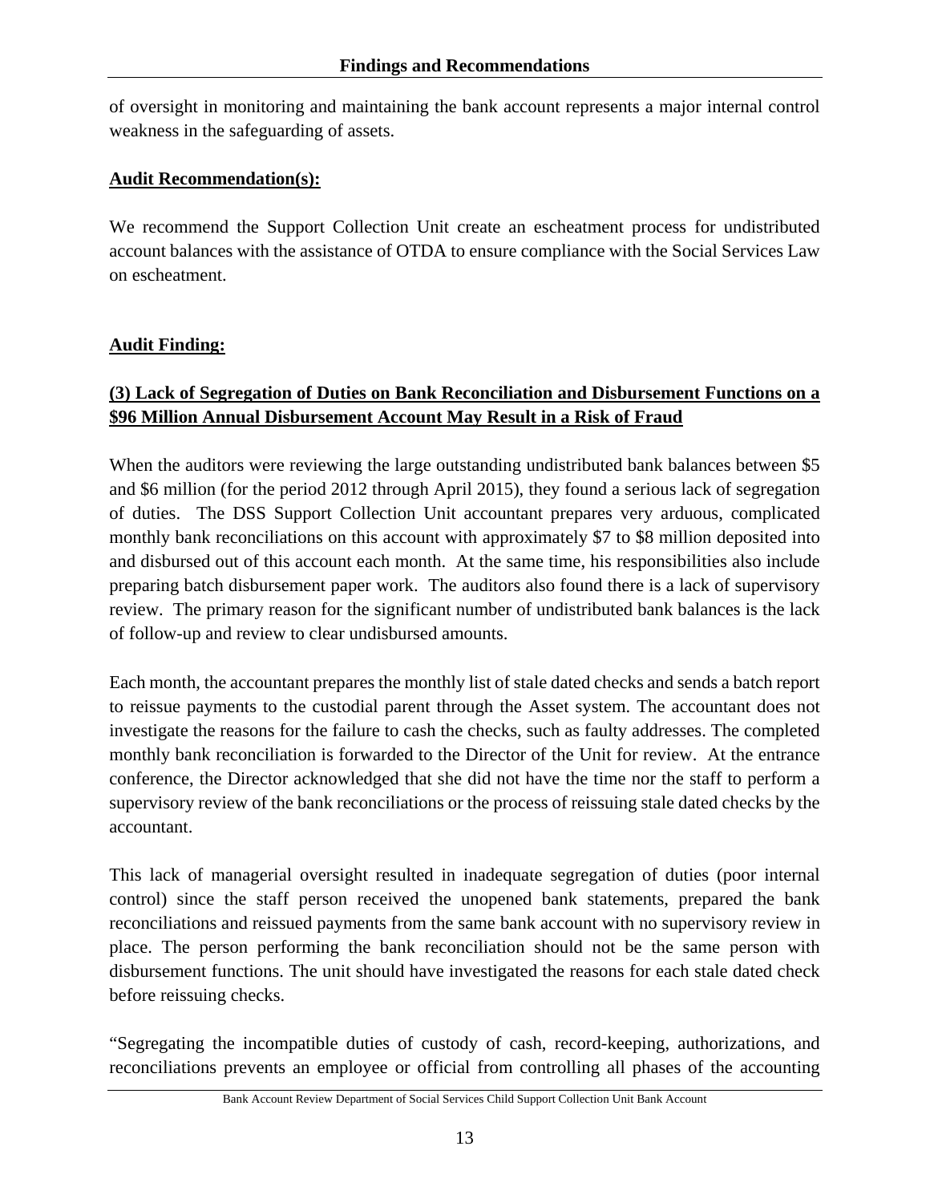of oversight in monitoring and maintaining the bank account represents a major internal control weakness in the safeguarding of assets.

**Audit Recommendation(s):**

We recommend the Support Collection Unit create an escheatment process for undistributed account balances with the assistance of OTDA to ensure compliance with the Social Services Law on escheatment.

**Audit Finding:**

**(3) Lack of Segregation of Duties on Bank Reconciliation and Disbursement Functions on a $96 Million Annual Disbursement Account May Result in a Risk of Fraud**

When the auditors were reviewing the large outstanding undistributed bank balances between $5 and $6 million (for the period 2012 through April 2015), they found a serious lack of segregation of duties. The DSS Support Collection Unit accountant prepares very arduous, complicated monthly bank reconciliations on this account with approximately $7 to $8 million deposited into and disbursed out of this account each month. At the same time, his responsibilities also include preparing batch disbursement paper work. The auditors also found there is a lack of supervisory review. The primary reason for the significant number of undistributed bank balances is the lack of follow-up and review to clear undisbursed amounts.

Each month, the accountant prepares the monthly list of stale dated checks and sends a batch report to reissue payments to the custodial parent through the Asset system. The accountant does not investigate the reasons for the failure to cash the checks, such as faulty addresses. The completed monthly bank reconciliation is forwarded to the Director of the Unit for review. At the entrance conference, the Director acknowledged that she did not have the time nor the staff to perform a supervisory review of the bank reconciliations or the process of reissuing stale dated checks by the accountant.

This lack of managerial oversight resulted in inadequate segregation of duties (poor internal control) since the staff person received the unopened bank statements, prepared the bank reconciliations and reissued payments from the same bank account with no supervisory review in place. The person performing the bank reconciliation should not be the same person with disbursement functions. The unit should have investigated the reasons for each stale dated check before reissuing checks.

"Segregating the incompatible duties of custody of cash, record-keeping, authorizations, and reconciliations prevents an employee or official from controlling all phases of the accounting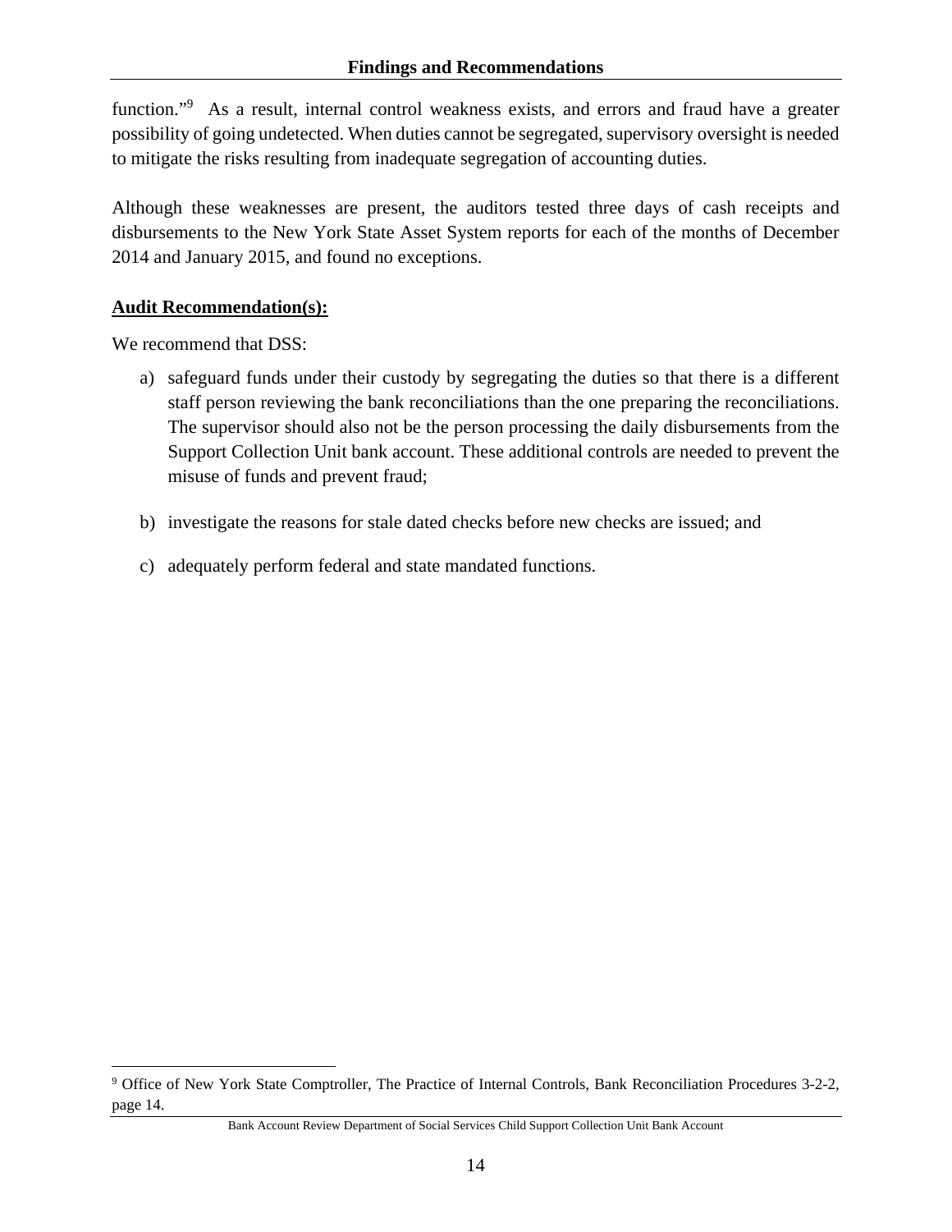function."[9] As a result, internal control weakness exists, and errors and fraud have a greater possibility of going undetected. When duties cannot be segregated, supervisory oversight is needed to mitigate the risks resulting from inadequate segregation of accounting duties.

Although these weaknesses are present, the auditors tested three days of cash receipts and disbursements to the New York State Asset System reports for each of the months of December 2014 and January 2015, and found no exceptions.

**Audit Recommendation(s):**

We recommend that DSS:

a) safeguard funds under their custody by segregating the duties so that there is a different staff person reviewing the bank reconciliations than the one preparing the reconciliations. The supervisor should also not be the person processing the daily disbursements from the Support Collection Unit bank account. These additional controls are needed to prevent the misuse of funds and prevent fraud;

b) investigate the reasons for stale dated checks before new checks are issued; and

c) adequately perform federal and state mandated functions.

[9] Office of New York State Comptroller, The Practice of Internal Controls, Bank Reconciliation Procedures 3-2-2, page 14.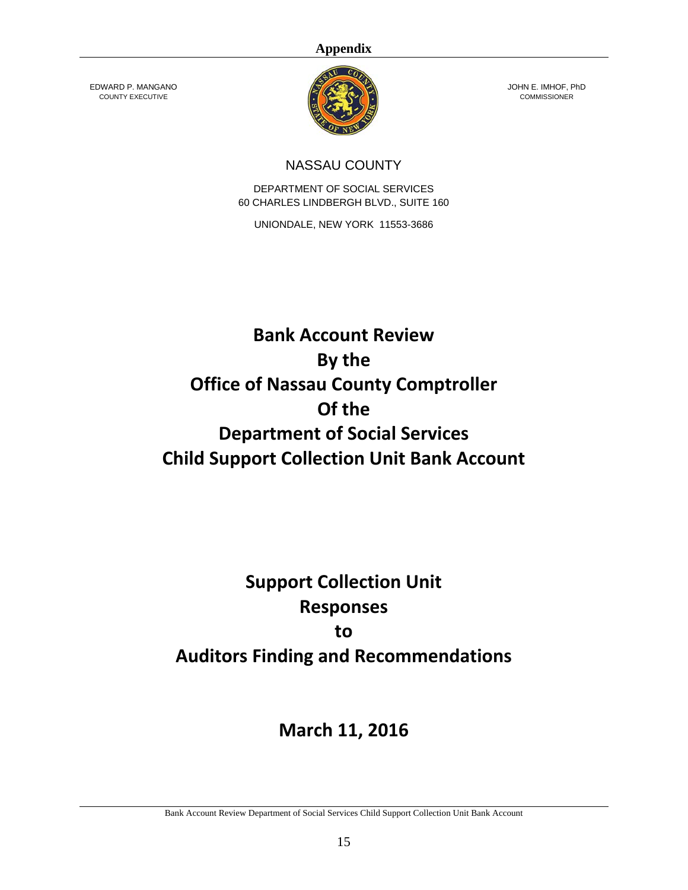# Appendix

EDWARD P. MANGANO
COUNTY EXECUTIVE

JOHN E. IMHOF, PhD
COMMISSIONER

NASSAU COUNTY

DEPARTMENT OF SOCIAL SERVICES
60 CHARLES LINDBERGH BLVD., SUITE 160

UNIONDALE, NEW YORK 11553-3686

# Bank Account Review
# By the
# Office of Nassau County Comptroller
# Of the
# Department of Social Services
# Child Support Collection Unit Bank Account

# Support Collection Unit
# Responses
# to
# Auditors Finding and Recommendations

## March 11, 2016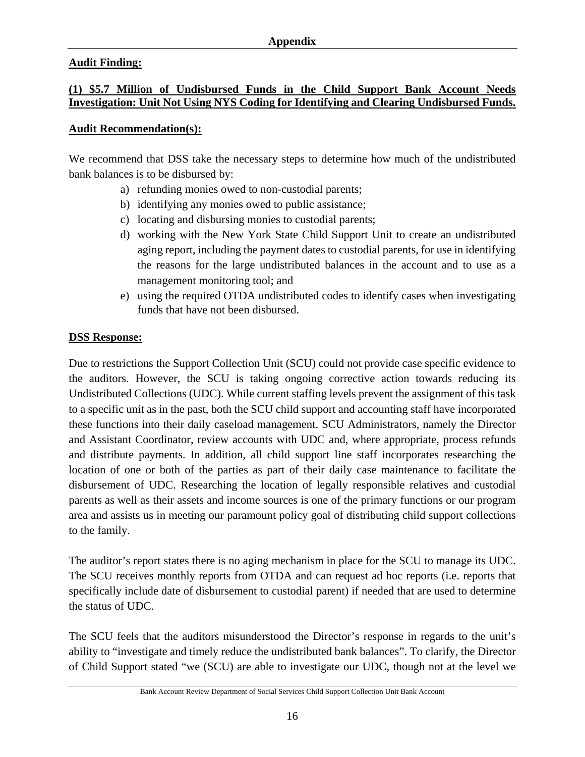## Appendix

**Audit Finding:**

**(1) $5.7 Million of Undisbursed Funds in the Child Support Bank Account Needs Investigation: Unit Not Using NYS Coding for Identifying and Clearing Undisbursed Funds.**

**Audit Recommendation(s):**

We recommend that DSS take the necessary steps to determine how much of the undistributed bank balances is to be disbursed by:

a) refunding monies owed to non-custodial parents;
b) identifying any monies owed to public assistance;
c) locating and disbursing monies to custodial parents;
d) working with the New York State Child Support Unit to create an undistributed aging report, including the payment dates to custodial parents, for use in identifying the reasons for the large undistributed balances in the account and to use as a management monitoring tool; and
e) using the required OTDA undistributed codes to identify cases when investigating funds that have not been disbursed.

**DSS Response:**

Due to restrictions the Support Collection Unit (SCU) could not provide case specific evidence to the auditors. However, the SCU is taking ongoing corrective action towards reducing its Undistributed Collections (UDC). While current staffing levels prevent the assignment of this task to a specific unit as in the past, both the SCU child support and accounting staff have incorporated these functions into their daily caseload management. SCU Administrators, namely the Director and Assistant Coordinator, review accounts with UDC and, where appropriate, process refunds and distribute payments. In addition, all child support line staff incorporates researching the location of one or both of the parties as part of their daily case maintenance to facilitate the disbursement of UDC. Researching the location of legally responsible relatives and custodial parents as well as their assets and income sources is one of the primary functions or our program area and assists us in meeting our paramount policy goal of distributing child support collections to the family.

The auditor's report states there is no aging mechanism in place for the SCU to manage its UDC. The SCU receives monthly reports from OTDA and can request ad hoc reports (i.e. reports that specifically include date of disbursement to custodial parent) if needed that are used to determine the status of UDC.

The SCU feels that the auditors misunderstood the Director's response in regards to the unit's ability to "investigate and timely reduce the undistributed bank balances". To clarify, the Director of Child Support stated "we (SCU) are able to investigate our UDC, though not at the level we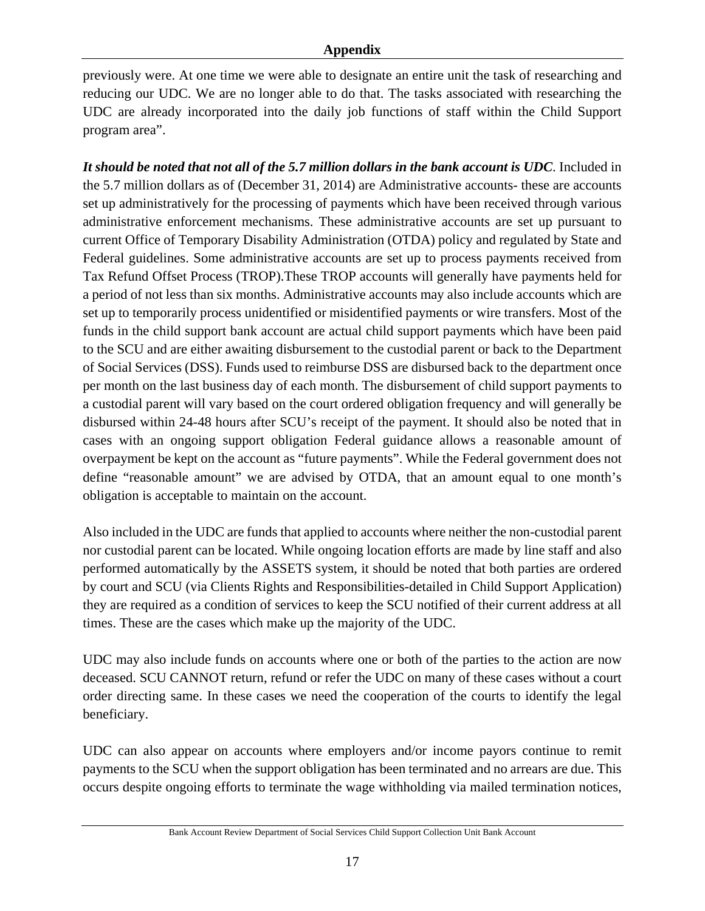previously were. At one time we were able to designate an entire unit the task of researching and reducing our UDC. We are no longer able to do that. The tasks associated with researching the UDC are already incorporated into the daily job functions of staff within the Child Support program area".

***It should be noted that not all of the 5.7 million dollars in the bank account is UDC***. Included in the 5.7 million dollars as of (December 31, 2014) are Administrative accounts- these are accounts set up administratively for the processing of payments which have been received through various administrative enforcement mechanisms. These administrative accounts are set up pursuant to current Office of Temporary Disability Administration (OTDA) policy and regulated by State and Federal guidelines. Some administrative accounts are set up to process payments received from Tax Refund Offset Process (TROP).These TROP accounts will generally have payments held for a period of not less than six months. Administrative accounts may also include accounts which are set up to temporarily process unidentified or misidentified payments or wire transfers. Most of the funds in the child support bank account are actual child support payments which have been paid to the SCU and are either awaiting disbursement to the custodial parent or back to the Department of Social Services (DSS). Funds used to reimburse DSS are disbursed back to the department once per month on the last business day of each month. The disbursement of child support payments to a custodial parent will vary based on the court ordered obligation frequency and will generally be disbursed within 24-48 hours after SCU's receipt of the payment. It should also be noted that in cases with an ongoing support obligation Federal guidance allows a reasonable amount of overpayment be kept on the account as "future payments". While the Federal government does not define "reasonable amount" we are advised by OTDA, that an amount equal to one month's obligation is acceptable to maintain on the account.

Also included in the UDC are funds that applied to accounts where neither the non-custodial parent nor custodial parent can be located. While ongoing location efforts are made by line staff and also performed automatically by the ASSETS system, it should be noted that both parties are ordered by court and SCU (via Clients Rights and Responsibilities-detailed in Child Support Application) they are required as a condition of services to keep the SCU notified of their current address at all times. These are the cases which make up the majority of the UDC.

UDC may also include funds on accounts where one or both of the parties to the action are now deceased. SCU CANNOT return, refund or refer the UDC on many of these cases without a court order directing same. In these cases we need the cooperation of the courts to identify the legal beneficiary.

UDC can also appear on accounts where employers and/or income payors continue to remit payments to the SCU when the support obligation has been terminated and no arrears are due. This occurs despite ongoing efforts to terminate the wage withholding via mailed termination notices,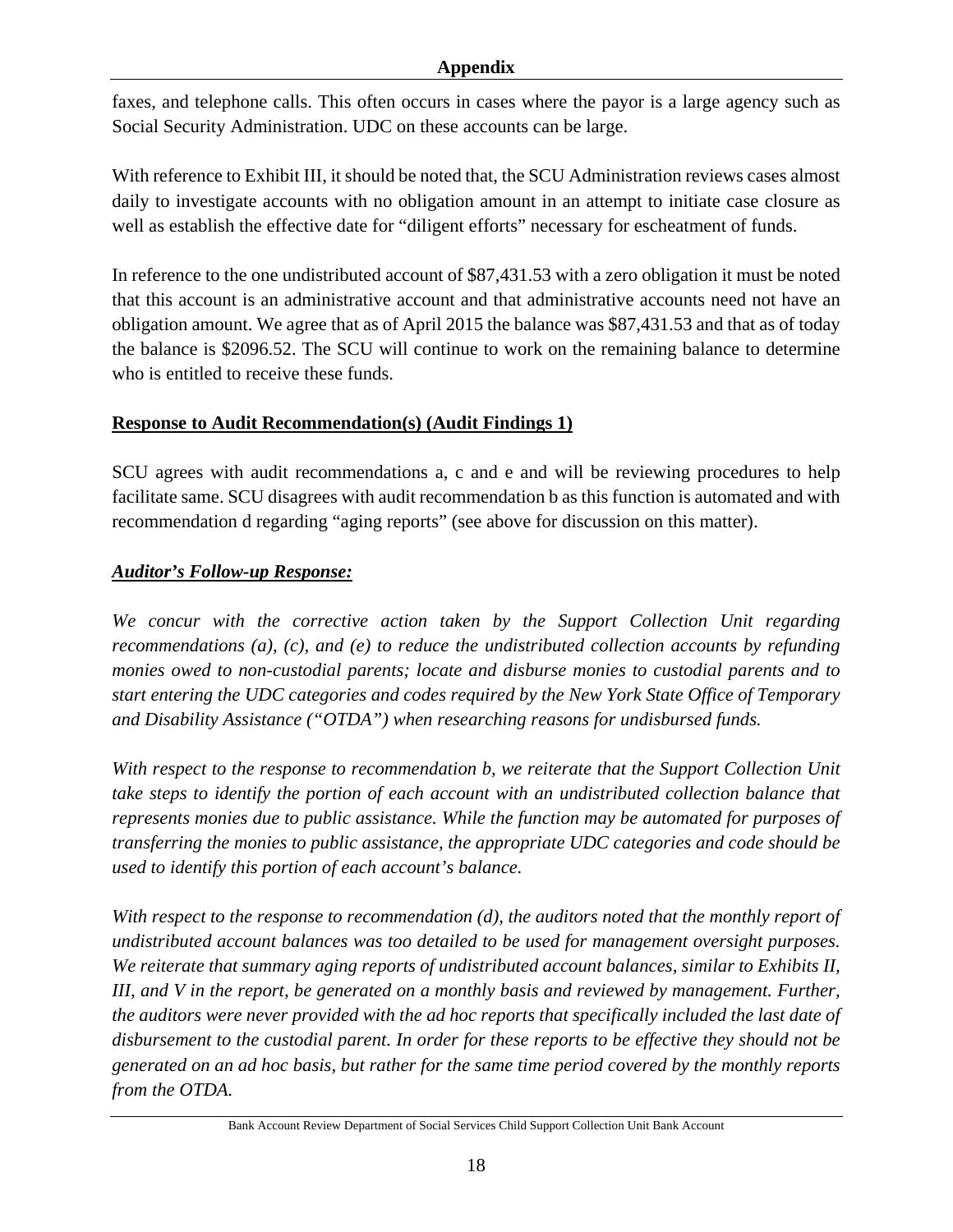faxes, and telephone calls. This often occurs in cases where the payor is a large agency such as Social Security Administration. UDC on these accounts can be large.

With reference to Exhibit III, it should be noted that, the SCU Administration reviews cases almost daily to investigate accounts with no obligation amount in an attempt to initiate case closure as well as establish the effective date for "diligent efforts" necessary for escheatment of funds.

In reference to the one undistributed account of $87,431.53 with a zero obligation it must be noted that this account is an administrative account and that administrative accounts need not have an obligation amount. We agree that as of April 2015 the balance was $87,431.53 and that as of today the balance is $2096.52. The SCU will continue to work on the remaining balance to determine who is entitled to receive these funds.

**Response to Audit Recommendation(s) (Audit Findings 1)**

SCU agrees with audit recommendations a, c and e and will be reviewing procedures to help facilitate same. SCU disagrees with audit recommendation b as this function is automated and with recommendation d regarding "aging reports" (see above for discussion on this matter).

***Auditor's Follow-up Response:***

*We concur with the corrective action taken by the Support Collection Unit regarding recommendations (a), (c), and (e) to reduce the undistributed collection accounts by refunding monies owed to non-custodial parents; locate and disburse monies to custodial parents and to start entering the UDC categories and codes required by the New York State Office of Temporary and Disability Assistance ("OTDA") when researching reasons for undisbursed funds.*

*With respect to the response to recommendation b, we reiterate that the Support Collection Unit take steps to identify the portion of each account with an undistributed collection balance that represents monies due to public assistance. While the function may be automated for purposes of transferring the monies to public assistance, the appropriate UDC categories and code should be used to identify this portion of each account's balance.*

*With respect to the response to recommendation (d), the auditors noted that the monthly report of undistributed account balances was too detailed to be used for management oversight purposes. We reiterate that summary aging reports of undistributed account balances, similar to Exhibits II, III, and V in the report, be generated on a monthly basis and reviewed by management. Further, the auditors were never provided with the ad hoc reports that specifically included the last date of disbursement to the custodial parent. In order for these reports to be effective they should not be generated on an ad hoc basis, but rather for the same time period covered by the monthly reports from the OTDA.*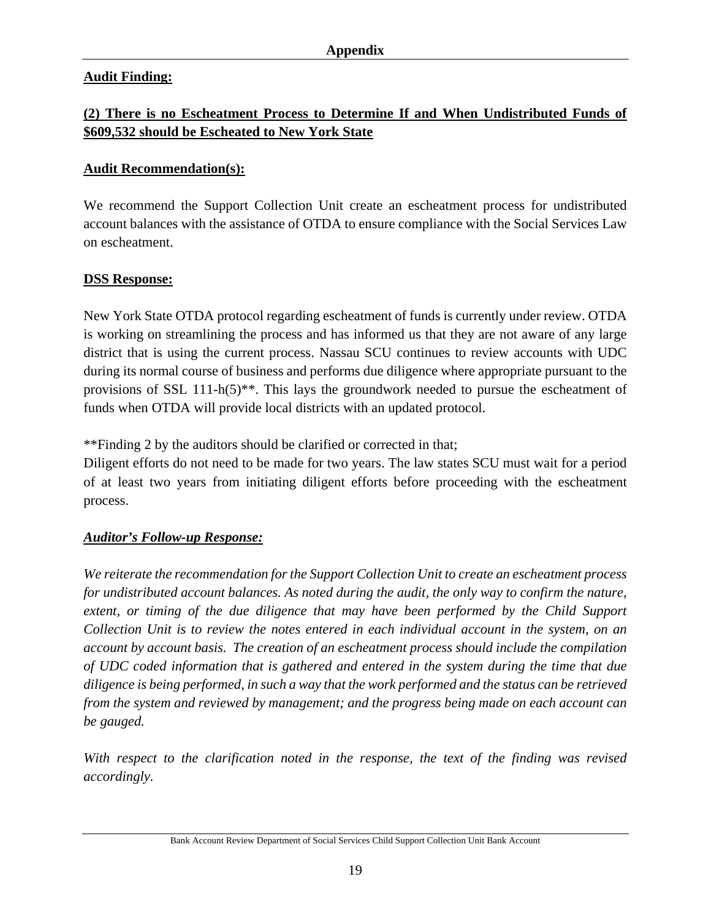## Appendix

**Audit Finding:**

**(2) There is no Escheatment Process to Determine If and When Undistributed Funds of $609,532 should be Escheated to New York State**

**Audit Recommendation(s):**

We recommend the Support Collection Unit create an escheatment process for undistributed account balances with the assistance of OTDA to ensure compliance with the Social Services Law on escheatment.

**DSS Response:**

New York State OTDA protocol regarding escheatment of funds is currently under review. OTDA is working on streamlining the process and has informed us that they are not aware of any large district that is using the current process. Nassau SCU continues to review accounts with UDC during its normal course of business and performs due diligence where appropriate pursuant to the provisions of SSL 111-h(5)**. This lays the groundwork needed to pursue the escheatment of funds when OTDA will provide local districts with an updated protocol.

**Finding 2 by the auditors should be clarified or corrected in that;
Diligent efforts do not need to be made for two years. The law states SCU must wait for a period of at least two years from initiating diligent efforts before proceeding with the escheatment process.

***Auditor's Follow-up Response:***

*We reiterate the recommendation for the Support Collection Unit to create an escheatment process for undistributed account balances. As noted during the audit, the only way to confirm the nature, extent, or timing of the due diligence that may have been performed by the Child Support Collection Unit is to review the notes entered in each individual account in the system, on an account by account basis. The creation of an escheatment process should include the compilation of UDC coded information that is gathered and entered in the system during the time that due diligence is being performed, in such a way that the work performed and the status can be retrieved from the system and reviewed by management; and the progress being made on each account can be gauged.*

*With respect to the clarification noted in the response, the text of the finding was revised accordingly.*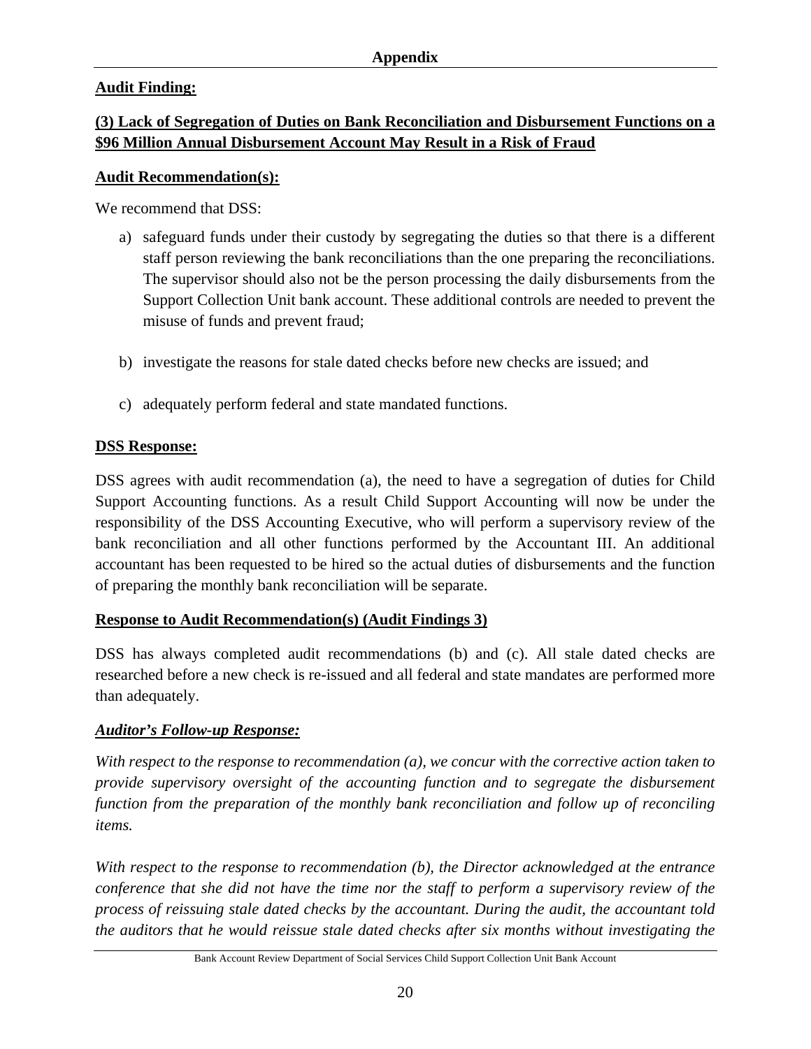## Appendix

**Audit Finding:**

**(3) Lack of Segregation of Duties on Bank Reconciliation and Disbursement Functions on a $96 Million Annual Disbursement Account May Result in a Risk of Fraud**

**Audit Recommendation(s):**

We recommend that DSS:

a) safeguard funds under their custody by segregating the duties so that there is a different staff person reviewing the bank reconciliations than the one preparing the reconciliations. The supervisor should also not be the person processing the daily disbursements from the Support Collection Unit bank account. These additional controls are needed to prevent the misuse of funds and prevent fraud;

b) investigate the reasons for stale dated checks before new checks are issued; and

c) adequately perform federal and state mandated functions.

**DSS Response:**

DSS agrees with audit recommendation (a), the need to have a segregation of duties for Child Support Accounting functions. As a result Child Support Accounting will now be under the responsibility of the DSS Accounting Executive, who will perform a supervisory review of the bank reconciliation and all other functions performed by the Accountant III. An additional accountant has been requested to be hired so the actual duties of disbursements and the function of preparing the monthly bank reconciliation will be separate.

**Response to Audit Recommendation(s) (Audit Findings 3)**

DSS has always completed audit recommendations (b) and (c). All stale dated checks are researched before a new check is re-issued and all federal and state mandates are performed more than adequately.

***Auditor's Follow-up Response:***

*With respect to the response to recommendation (a), we concur with the corrective action taken to provide supervisory oversight of the accounting function and to segregate the disbursement function from the preparation of the monthly bank reconciliation and follow up of reconciling items.*

*With respect to the response to recommendation (b), the Director acknowledged at the entrance conference that she did not have the time nor the staff to perform a supervisory review of the process of reissuing stale dated checks by the accountant. During the audit, the accountant told the auditors that he would reissue stale dated checks after six months without investigating the*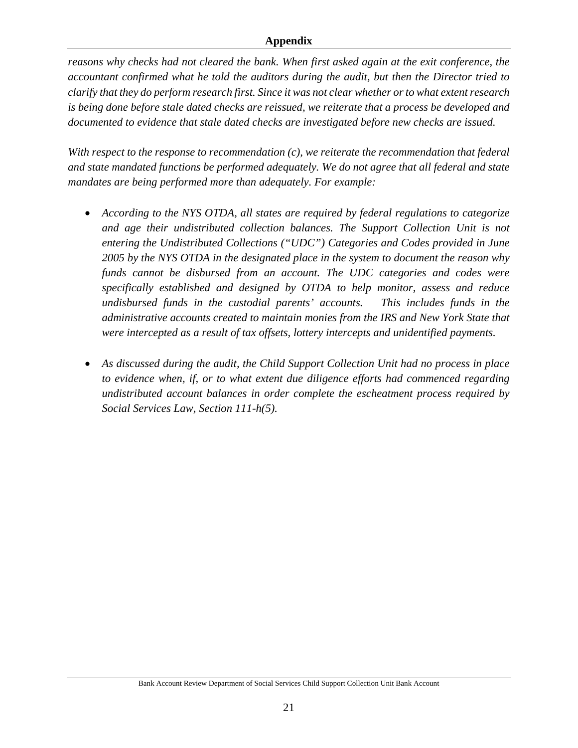*reasons why checks had not cleared the bank. When first asked again at the exit conference, the accountant confirmed what he told the auditors during the audit, but then the Director tried to clarify that they do perform research first. Since it was not clear whether or to what extent research is being done before stale dated checks are reissued, we reiterate that a process be developed and documented to evidence that stale dated checks are investigated before new checks are issued.*

*With respect to the response to recommendation (c), we reiterate the recommendation that federal and state mandated functions be performed adequately. We do not agree that all federal and state mandates are being performed more than adequately. For example:*

- *According to the NYS OTDA, all states are required by federal regulations to categorize and age their undistributed collection balances. The Support Collection Unit is not entering the Undistributed Collections ("UDC") Categories and Codes provided in June 2005 by the NYS OTDA in the designated place in the system to document the reason why funds cannot be disbursed from an account. The UDC categories and codes were specifically established and designed by OTDA to help monitor, assess and reduce undisbursed funds in the custodial parents' accounts. This includes funds in the administrative accounts created to maintain monies from the IRS and New York State that were intercepted as a result of tax offsets, lottery intercepts and unidentified payments.*

- *As discussed during the audit, the Child Support Collection Unit had no process in place to evidence when, if, or to what extent due diligence efforts had commenced regarding undistributed account balances in order complete the escheatment process required by Social Services Law, Section 111-h(5).*